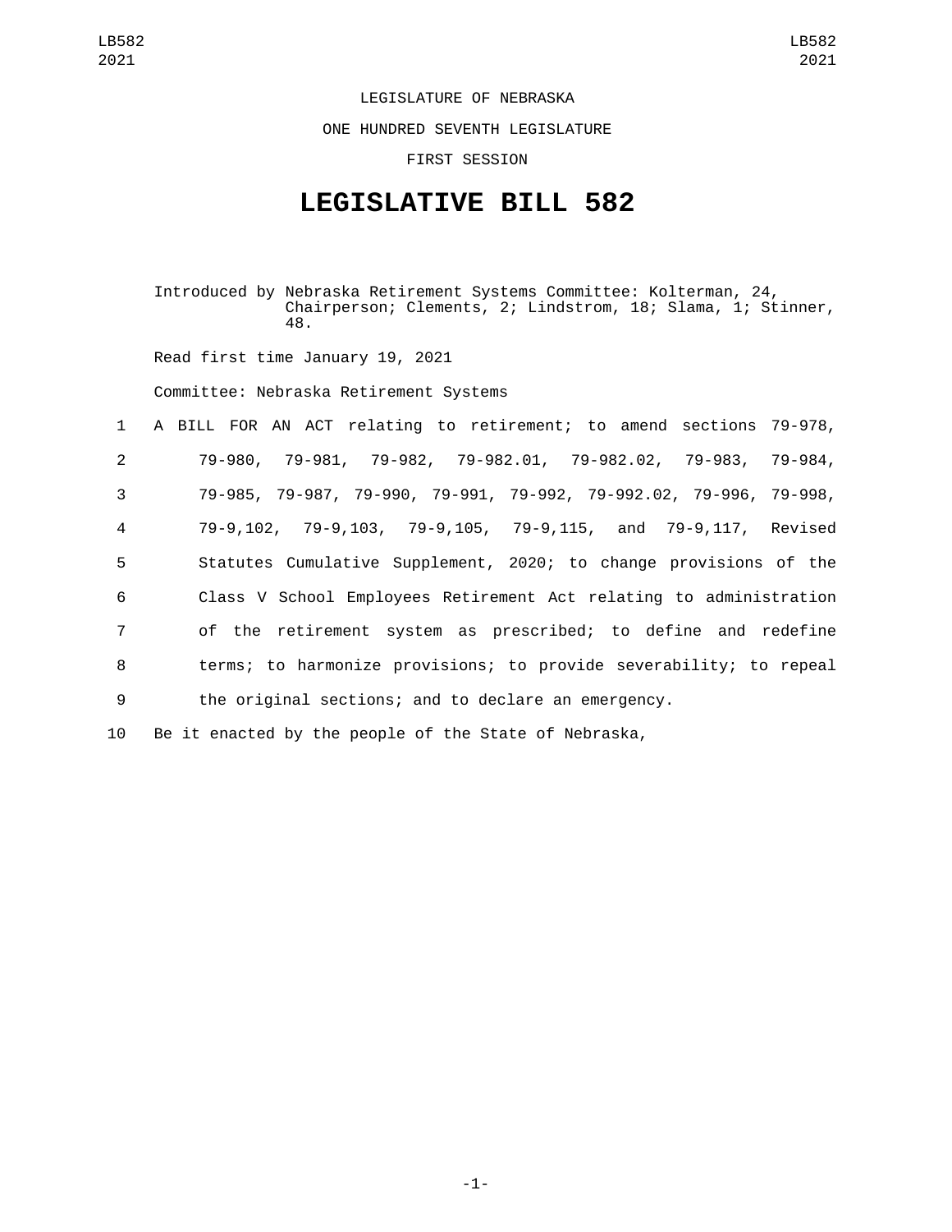LEGISLATURE OF NEBRASKA

ONE HUNDRED SEVENTH LEGISLATURE

FIRST SESSION

# LEGISLATIVE BILL 582

Introduced by Nebraska Retirement Systems Committee: Kolterman, 24, Chairperson; Clements, 2; Lindstrom, 18; Slama, 1; Stinner, 48.

Read first time January 19, 2021

Committee: Nebraska Retirement Systems

1 A BILL FOR AN ACT relating to retirement; to amend sections 79-978,
2 79-980, 79-981, 79-982, 79-982.01, 79-982.02, 79-983, 79-984,
3 79-985, 79-987, 79-990, 79-991, 79-992, 79-992.02, 79-996, 79-998,
4 79-9,102, 79-9,103, 79-9,105, 79-9,115, and 79-9,117, Revised
5 Statutes Cumulative Supplement, 2020; to change provisions of the
6 Class V School Employees Retirement Act relating to administration
7 of the retirement system as prescribed; to define and redefine
8 terms; to harmonize provisions; to provide severability; to repeal
9 the original sections; and to declare an emergency.

10 Be it enacted by the people of the State of Nebraska,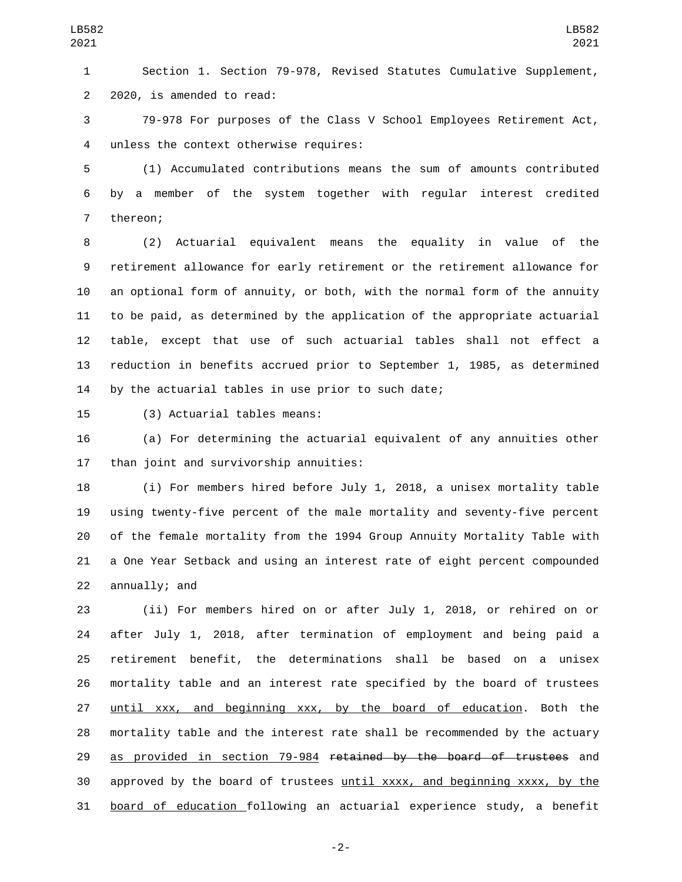Section 1. Section 79-978, Revised Statutes Cumulative Supplement, 2020, is amended to read:

79-978 For purposes of the Class V School Employees Retirement Act, unless the context otherwise requires:

(1) Accumulated contributions means the sum of amounts contributed by a member of the system together with regular interest credited thereon;

(2) Actuarial equivalent means the equality in value of the retirement allowance for early retirement or the retirement allowance for an optional form of annuity, or both, with the normal form of the annuity to be paid, as determined by the application of the appropriate actuarial table, except that use of such actuarial tables shall not effect a reduction in benefits accrued prior to September 1, 1985, as determined by the actuarial tables in use prior to such date;

(3) Actuarial tables means:

(a) For determining the actuarial equivalent of any annuities other than joint and survivorship annuities:

(i) For members hired before July 1, 2018, a unisex mortality table using twenty-five percent of the male mortality and seventy-five percent of the female mortality from the 1994 Group Annuity Mortality Table with a One Year Setback and using an interest rate of eight percent compounded annually; and

(ii) For members hired on or after July 1, 2018, or rehired on or after July 1, 2018, after termination of employment and being paid a retirement benefit, the determinations shall be based on a unisex mortality table and an interest rate specified by the board of trustees until xxx, and beginning xxx, by the board of education. Both the mortality table and the interest rate shall be recommended by the actuary as provided in section 79-984 ~~retained by the board of trustees~~ and approved by the board of trustees until xxxx, and beginning xxxx, by the board of education following an actuarial experience study, a benefit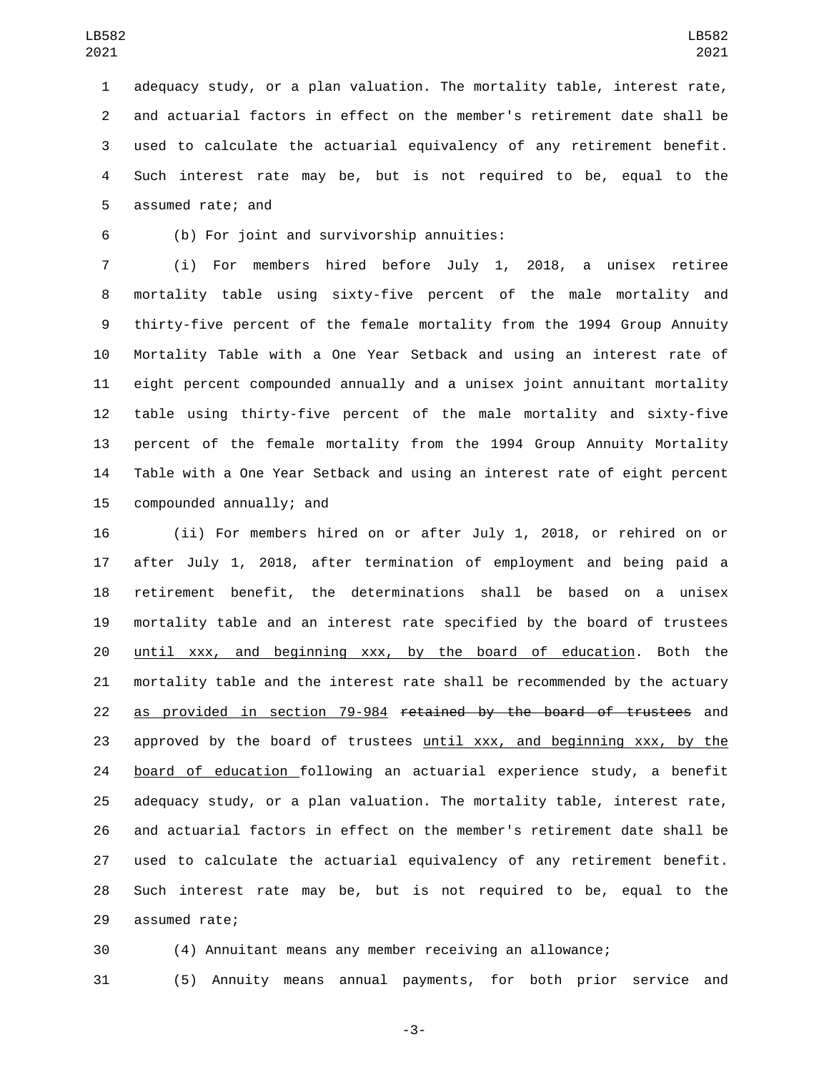adequacy study, or a plan valuation. The mortality table, interest rate, and actuarial factors in effect on the member's retirement date shall be used to calculate the actuarial equivalency of any retirement benefit. Such interest rate may be, but is not required to be, equal to the assumed rate; and

(b) For joint and survivorship annuities:

(i) For members hired before July 1, 2018, a unisex retiree mortality table using sixty-five percent of the male mortality and thirty-five percent of the female mortality from the 1994 Group Annuity Mortality Table with a One Year Setback and using an interest rate of eight percent compounded annually and a unisex joint annuitant mortality table using thirty-five percent of the male mortality and sixty-five percent of the female mortality from the 1994 Group Annuity Mortality Table with a One Year Setback and using an interest rate of eight percent compounded annually; and

(ii) For members hired on or after July 1, 2018, or rehired on or after July 1, 2018, after termination of employment and being paid a retirement benefit, the determinations shall be based on a unisex mortality table and an interest rate specified by the board of trustees <u>until xxx, and beginning xxx, by the board of education</u>. Both the mortality table and the interest rate shall be recommended by the actuary <u>as provided in section 79-984</u> ~~retained by the board of trustees~~ and approved by the board of trustees <u>until xxx, and beginning xxx, by the board of education</u> following an actuarial experience study, a benefit adequacy study, or a plan valuation. The mortality table, interest rate, and actuarial factors in effect on the member's retirement date shall be used to calculate the actuarial equivalency of any retirement benefit. Such interest rate may be, but is not required to be, equal to the assumed rate;

(4) Annuitant means any member receiving an allowance;

(5) Annuity means annual payments, for both prior service and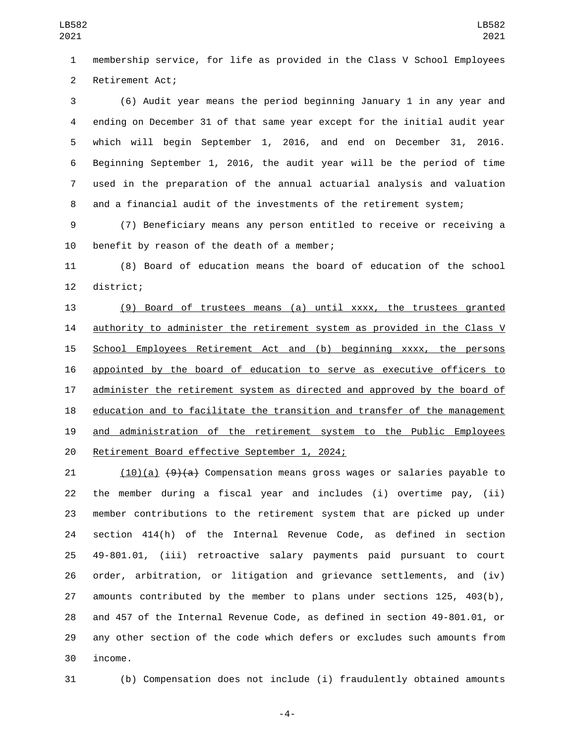membership service, for life as provided in the Class V School Employees Retirement Act;

(6) Audit year means the period beginning January 1 in any year and ending on December 31 of that same year except for the initial audit year which will begin September 1, 2016, and end on December 31, 2016. Beginning September 1, 2016, the audit year will be the period of time used in the preparation of the annual actuarial analysis and valuation and a financial audit of the investments of the retirement system;

(7) Beneficiary means any person entitled to receive or receiving a benefit by reason of the death of a member;

(8) Board of education means the board of education of the school district;

(9) Board of trustees means (a) until xxxx, the trustees granted authority to administer the retirement system as provided in the Class V School Employees Retirement Act and (b) beginning xxxx, the persons appointed by the board of education to serve as executive officers to administer the retirement system as directed and approved by the board of education and to facilitate the transition and transfer of the management and administration of the retirement system to the Public Employees Retirement Board effective September 1, 2024;

(10)(a) ~~(9)(a)~~ Compensation means gross wages or salaries payable to the member during a fiscal year and includes (i) overtime pay, (ii) member contributions to the retirement system that are picked up under section 414(h) of the Internal Revenue Code, as defined in section 49-801.01, (iii) retroactive salary payments paid pursuant to court order, arbitration, or litigation and grievance settlements, and (iv) amounts contributed by the member to plans under sections 125, 403(b), and 457 of the Internal Revenue Code, as defined in section 49-801.01, or any other section of the code which defers or excludes such amounts from income.

(b) Compensation does not include (i) fraudulently obtained amounts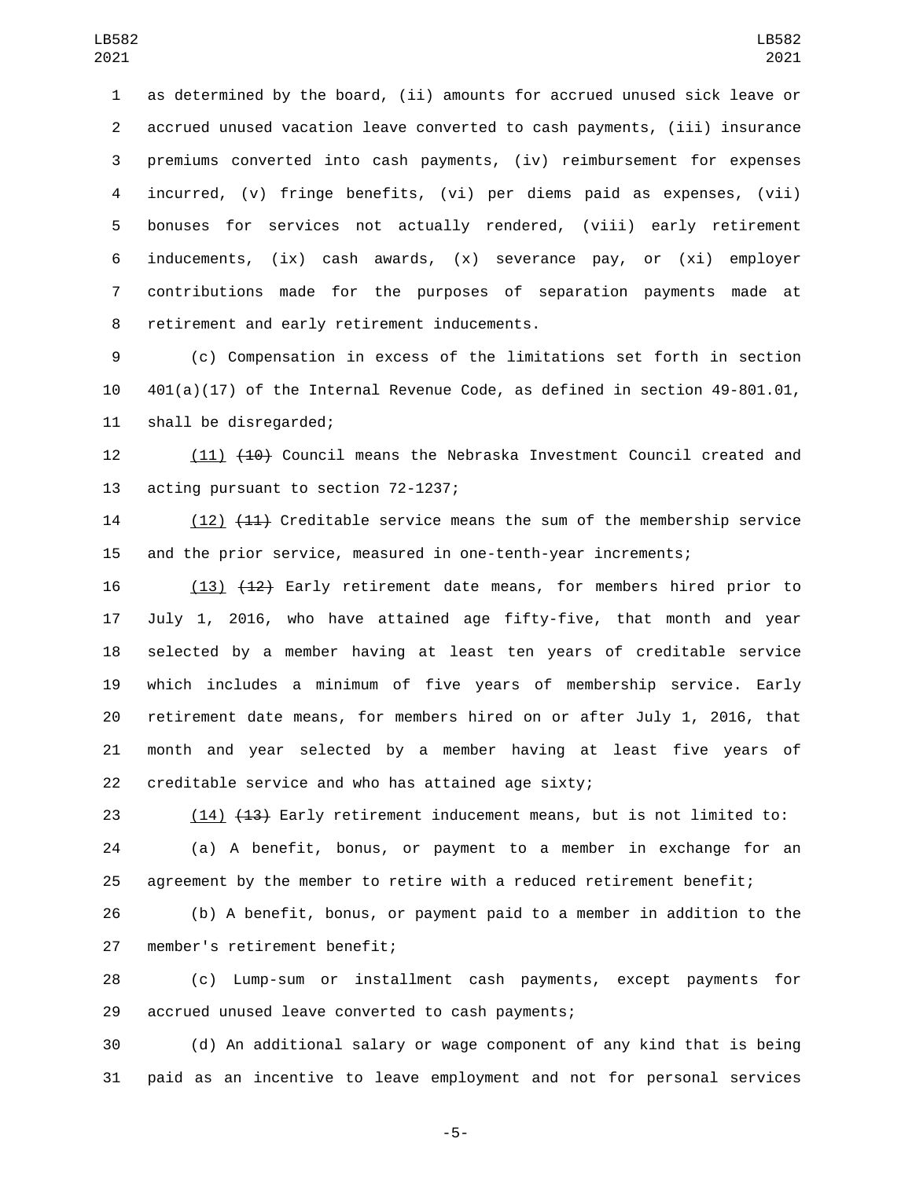as determined by the board, (ii) amounts for accrued unused sick leave or accrued unused vacation leave converted to cash payments, (iii) insurance premiums converted into cash payments, (iv) reimbursement for expenses incurred, (v) fringe benefits, (vi) per diems paid as expenses, (vii) bonuses for services not actually rendered, (viii) early retirement inducements, (ix) cash awards, (x) severance pay, or (xi) employer contributions made for the purposes of separation payments made at retirement and early retirement inducements.

(c) Compensation in excess of the limitations set forth in section 401(a)(17) of the Internal Revenue Code, as defined in section 49-801.01, shall be disregarded;

(11) ~~(10)~~ Council means the Nebraska Investment Council created and acting pursuant to section 72-1237;

(12) ~~(11)~~ Creditable service means the sum of the membership service and the prior service, measured in one-tenth-year increments;

(13) ~~(12)~~ Early retirement date means, for members hired prior to July 1, 2016, who have attained age fifty-five, that month and year selected by a member having at least ten years of creditable service which includes a minimum of five years of membership service. Early retirement date means, for members hired on or after July 1, 2016, that month and year selected by a member having at least five years of creditable service and who has attained age sixty;

(14) ~~(13)~~ Early retirement inducement means, but is not limited to:

(a) A benefit, bonus, or payment to a member in exchange for an agreement by the member to retire with a reduced retirement benefit;

(b) A benefit, bonus, or payment paid to a member in addition to the member's retirement benefit;

(c) Lump-sum or installment cash payments, except payments for accrued unused leave converted to cash payments;

(d) An additional salary or wage component of any kind that is being paid as an incentive to leave employment and not for personal services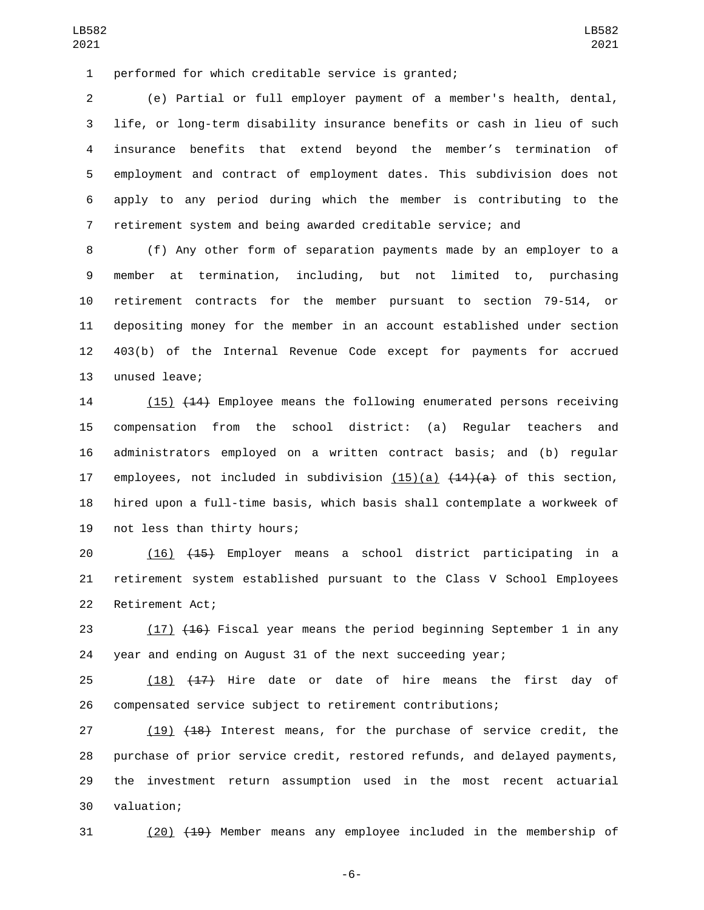performed for which creditable service is granted;

(e) Partial or full employer payment of a member's health, dental, life, or long-term disability insurance benefits or cash in lieu of such insurance benefits that extend beyond the member’s termination of employment and contract of employment dates. This subdivision does not apply to any period during which the member is contributing to the retirement system and being awarded creditable service; and

(f) Any other form of separation payments made by an employer to a member at termination, including, but not limited to, purchasing retirement contracts for the member pursuant to section 79-514, or depositing money for the member in an account established under section 403(b) of the Internal Revenue Code except for payments for accrued unused leave;

(15) ~~(14)~~ Employee means the following enumerated persons receiving compensation from the school district: (a) Regular teachers and administrators employed on a written contract basis; and (b) regular employees, not included in subdivision (15)(a) ~~(14)(a)~~ of this section, hired upon a full-time basis, which basis shall contemplate a workweek of not less than thirty hours;

(16) ~~(15)~~ Employer means a school district participating in a retirement system established pursuant to the Class V School Employees Retirement Act;

(17) ~~(16)~~ Fiscal year means the period beginning September 1 in any year and ending on August 31 of the next succeeding year;

(18) ~~(17)~~ Hire date or date of hire means the first day of compensated service subject to retirement contributions;

(19) ~~(18)~~ Interest means, for the purchase of service credit, the purchase of prior service credit, restored refunds, and delayed payments, the investment return assumption used in the most recent actuarial valuation;

(20) ~~(19)~~ Member means any employee included in the membership of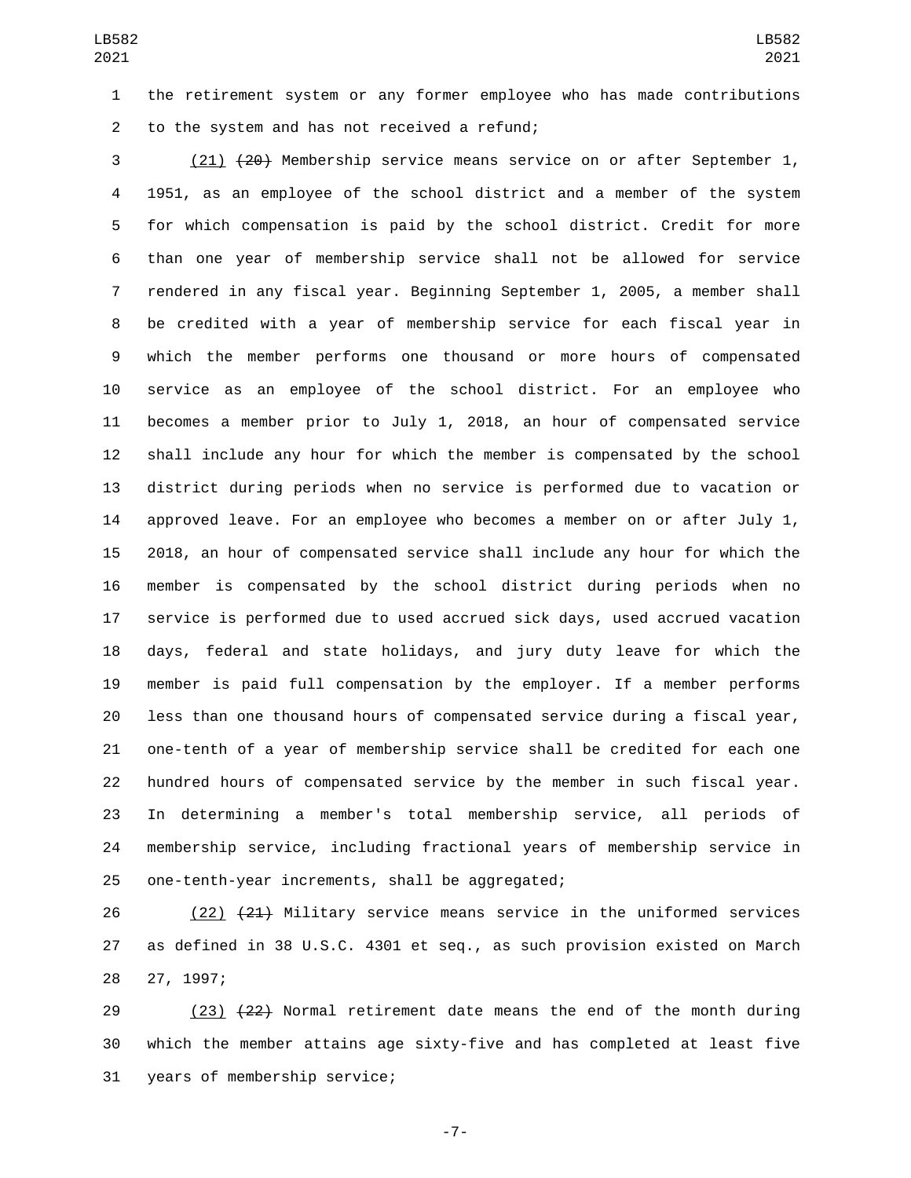the retirement system or any former employee who has made contributions to the system and has not received a refund;

(21) ~~(20)~~ Membership service means service on or after September 1, 1951, as an employee of the school district and a member of the system for which compensation is paid by the school district. Credit for more than one year of membership service shall not be allowed for service rendered in any fiscal year. Beginning September 1, 2005, a member shall be credited with a year of membership service for each fiscal year in which the member performs one thousand or more hours of compensated service as an employee of the school district. For an employee who becomes a member prior to July 1, 2018, an hour of compensated service shall include any hour for which the member is compensated by the school district during periods when no service is performed due to vacation or approved leave. For an employee who becomes a member on or after July 1, 2018, an hour of compensated service shall include any hour for which the member is compensated by the school district during periods when no service is performed due to used accrued sick days, used accrued vacation days, federal and state holidays, and jury duty leave for which the member is paid full compensation by the employer. If a member performs less than one thousand hours of compensated service during a fiscal year, one-tenth of a year of membership service shall be credited for each one hundred hours of compensated service by the member in such fiscal year. In determining a member's total membership service, all periods of membership service, including fractional years of membership service in one-tenth-year increments, shall be aggregated;

(22) ~~(21)~~ Military service means service in the uniformed services as defined in 38 U.S.C. 4301 et seq., as such provision existed on March 27, 1997;

(23) ~~(22)~~ Normal retirement date means the end of the month during which the member attains age sixty-five and has completed at least five years of membership service;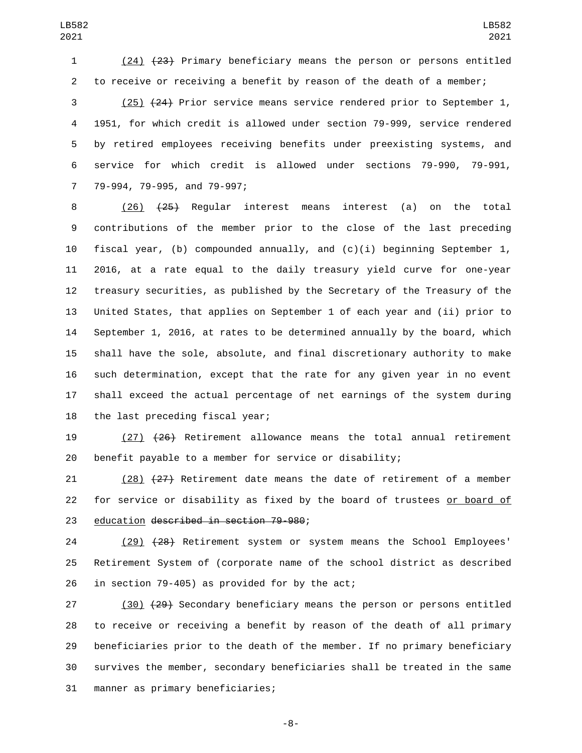(24) ~~(23)~~ Primary beneficiary means the person or persons entitled to receive or receiving a benefit by reason of the death of a member;

(25) ~~(24)~~ Prior service means service rendered prior to September 1, 1951, for which credit is allowed under section 79-999, service rendered by retired employees receiving benefits under preexisting systems, and service for which credit is allowed under sections 79-990, 79-991, 79-994, 79-995, and 79-997;

(26) ~~(25)~~ Regular interest means interest (a) on the total contributions of the member prior to the close of the last preceding fiscal year, (b) compounded annually, and (c)(i) beginning September 1, 2016, at a rate equal to the daily treasury yield curve for one-year treasury securities, as published by the Secretary of the Treasury of the United States, that applies on September 1 of each year and (ii) prior to September 1, 2016, at rates to be determined annually by the board, which shall have the sole, absolute, and final discretionary authority to make such determination, except that the rate for any given year in no event shall exceed the actual percentage of net earnings of the system during the last preceding fiscal year;

(27) ~~(26)~~ Retirement allowance means the total annual retirement benefit payable to a member for service or disability;

(28) ~~(27)~~ Retirement date means the date of retirement of a member for service or disability as fixed by the board of trustees or board of education ~~described in section 79-980~~;

(29) ~~(28)~~ Retirement system or system means the School Employees' Retirement System of (corporate name of the school district as described in section 79-405) as provided for by the act;

(30) ~~(29)~~ Secondary beneficiary means the person or persons entitled to receive or receiving a benefit by reason of the death of all primary beneficiaries prior to the death of the member. If no primary beneficiary survives the member, secondary beneficiaries shall be treated in the same manner as primary beneficiaries;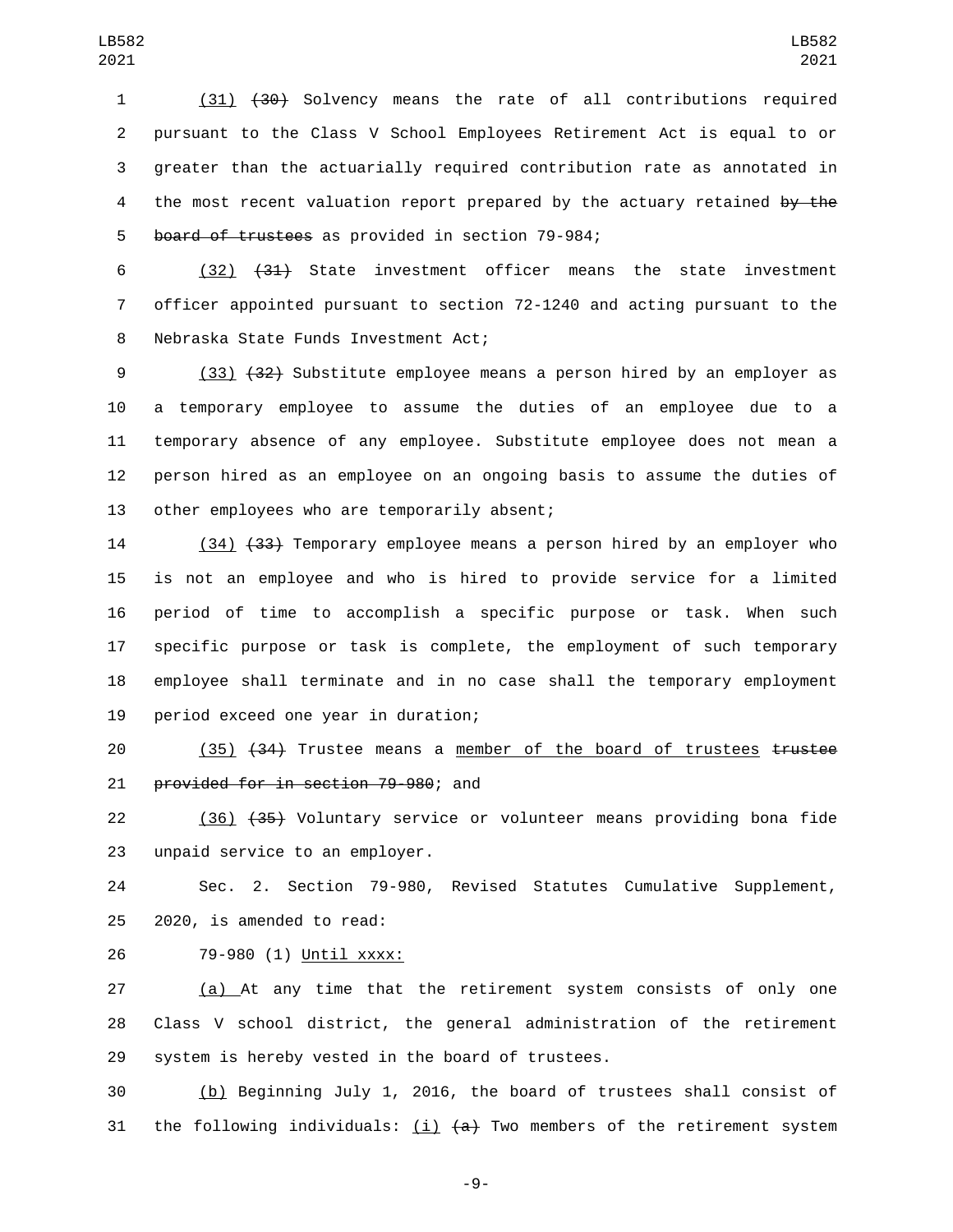(31) ~~(30)~~ Solvency means the rate of all contributions required pursuant to the Class V School Employees Retirement Act is equal to or greater than the actuarially required contribution rate as annotated in the most recent valuation report prepared by the actuary retained ~~by the board of trustees~~ as provided in section 79-984;

(32) ~~(31)~~ State investment officer means the state investment officer appointed pursuant to section 72-1240 and acting pursuant to the Nebraska State Funds Investment Act;

(33) ~~(32)~~ Substitute employee means a person hired by an employer as a temporary employee to assume the duties of an employee due to a temporary absence of any employee. Substitute employee does not mean a person hired as an employee on an ongoing basis to assume the duties of other employees who are temporarily absent;

(34) ~~(33)~~ Temporary employee means a person hired by an employer who is not an employee and who is hired to provide service for a limited period of time to accomplish a specific purpose or task. When such specific purpose or task is complete, the employment of such temporary employee shall terminate and in no case shall the temporary employment period exceed one year in duration;

(35) ~~(34)~~ Trustee means a member of the board of trustees ~~trustee provided for in section 79-980~~; and

(36) ~~(35)~~ Voluntary service or volunteer means providing bona fide unpaid service to an employer.

Sec. 2. Section 79-980, Revised Statutes Cumulative Supplement, 2020, is amended to read:

79-980 (1) Until xxxx:

(a) At any time that the retirement system consists of only one Class V school district, the general administration of the retirement system is hereby vested in the board of trustees.

(b) Beginning July 1, 2016, the board of trustees shall consist of the following individuals: (i) ~~(a)~~ Two members of the retirement system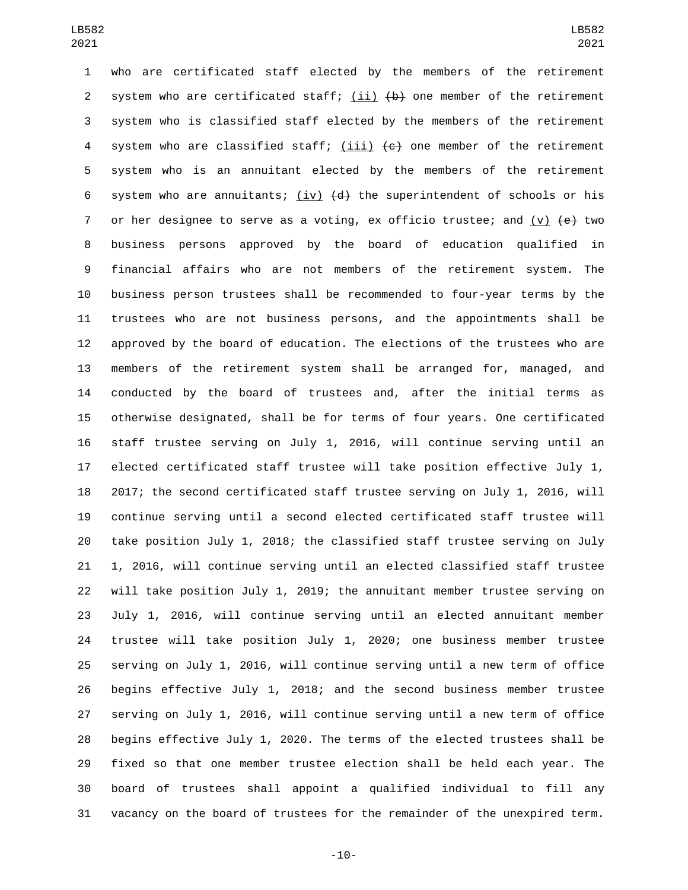who are certificated staff elected by the members of the retirement system who are certificated staff; (ii) ~~(b)~~ one member of the retirement system who is classified staff elected by the members of the retirement system who are classified staff; (iii) ~~(c)~~ one member of the retirement system who is an annuitant elected by the members of the retirement system who are annuitants; (iv) ~~(d)~~ the superintendent of schools or his or her designee to serve as a voting, ex officio trustee; and (v) ~~(e)~~ two business persons approved by the board of education qualified in financial affairs who are not members of the retirement system. The business person trustees shall be recommended to four-year terms by the trustees who are not business persons, and the appointments shall be approved by the board of education. The elections of the trustees who are members of the retirement system shall be arranged for, managed, and conducted by the board of trustees and, after the initial terms as otherwise designated, shall be for terms of four years. One certificated staff trustee serving on July 1, 2016, will continue serving until an elected certificated staff trustee will take position effective July 1, 2017; the second certificated staff trustee serving on July 1, 2016, will continue serving until a second elected certificated staff trustee will take position July 1, 2018; the classified staff trustee serving on July 1, 2016, will continue serving until an elected classified staff trustee will take position July 1, 2019; the annuitant member trustee serving on July 1, 2016, will continue serving until an elected annuitant member trustee will take position July 1, 2020; one business member trustee serving on July 1, 2016, will continue serving until a new term of office begins effective July 1, 2018; and the second business member trustee serving on July 1, 2016, will continue serving until a new term of office begins effective July 1, 2020. The terms of the elected trustees shall be fixed so that one member trustee election shall be held each year. The board of trustees shall appoint a qualified individual to fill any vacancy on the board of trustees for the remainder of the unexpired term.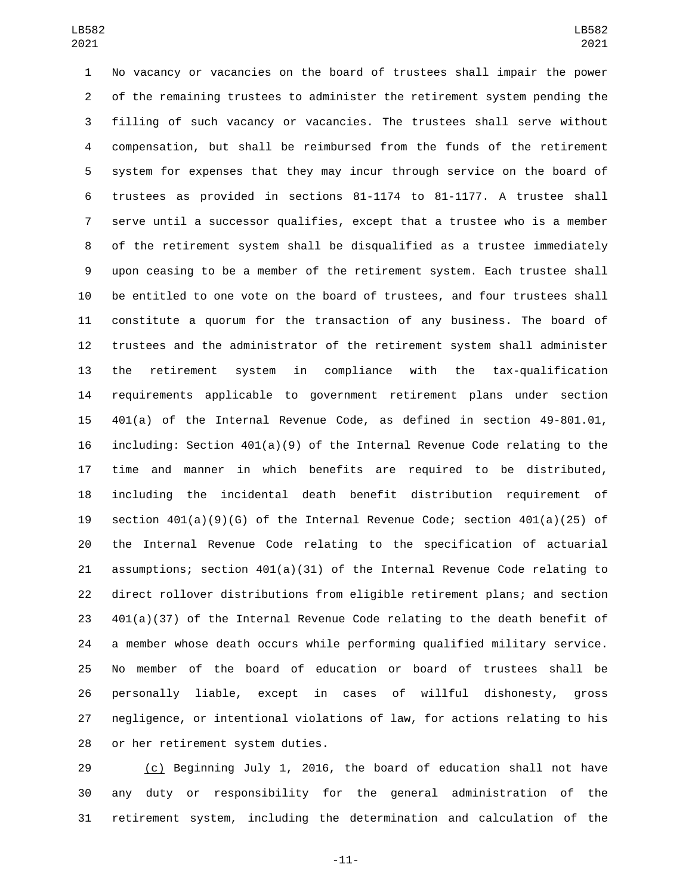No vacancy or vacancies on the board of trustees shall impair the power of the remaining trustees to administer the retirement system pending the filling of such vacancy or vacancies. The trustees shall serve without compensation, but shall be reimbursed from the funds of the retirement system for expenses that they may incur through service on the board of trustees as provided in sections 81-1174 to 81-1177. A trustee shall serve until a successor qualifies, except that a trustee who is a member of the retirement system shall be disqualified as a trustee immediately upon ceasing to be a member of the retirement system. Each trustee shall be entitled to one vote on the board of trustees, and four trustees shall constitute a quorum for the transaction of any business. The board of trustees and the administrator of the retirement system shall administer the retirement system in compliance with the tax-qualification requirements applicable to government retirement plans under section 401(a) of the Internal Revenue Code, as defined in section 49-801.01, including: Section 401(a)(9) of the Internal Revenue Code relating to the time and manner in which benefits are required to be distributed, including the incidental death benefit distribution requirement of section 401(a)(9)(G) of the Internal Revenue Code; section 401(a)(25) of the Internal Revenue Code relating to the specification of actuarial assumptions; section 401(a)(31) of the Internal Revenue Code relating to direct rollover distributions from eligible retirement plans; and section 401(a)(37) of the Internal Revenue Code relating to the death benefit of a member whose death occurs while performing qualified military service. No member of the board of education or board of trustees shall be personally liable, except in cases of willful dishonesty, gross negligence, or intentional violations of law, for actions relating to his or her retirement system duties.

(c) Beginning July 1, 2016, the board of education shall not have any duty or responsibility for the general administration of the retirement system, including the determination and calculation of the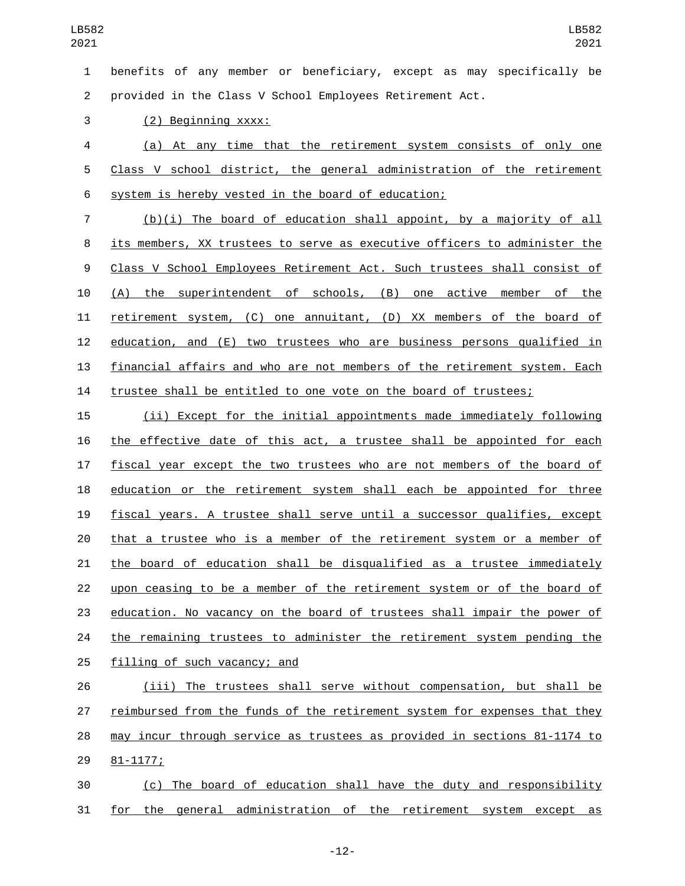benefits of any member or beneficiary, except as may specifically be provided in the Class V School Employees Retirement Act.

(2) Beginning xxxx:

(a) At any time that the retirement system consists of only one Class V school district, the general administration of the retirement system is hereby vested in the board of education;

(b)(i) The board of education shall appoint, by a majority of all its members, XX trustees to serve as executive officers to administer the Class V School Employees Retirement Act. Such trustees shall consist of (A) the superintendent of schools, (B) one active member of the retirement system, (C) one annuitant, (D) XX members of the board of education, and (E) two trustees who are business persons qualified in financial affairs and who are not members of the retirement system. Each trustee shall be entitled to one vote on the board of trustees;

(ii) Except for the initial appointments made immediately following the effective date of this act, a trustee shall be appointed for each fiscal year except the two trustees who are not members of the board of education or the retirement system shall each be appointed for three fiscal years. A trustee shall serve until a successor qualifies, except that a trustee who is a member of the retirement system or a member of the board of education shall be disqualified as a trustee immediately upon ceasing to be a member of the retirement system or of the board of education. No vacancy on the board of trustees shall impair the power of the remaining trustees to administer the retirement system pending the filling of such vacancy; and

(iii) The trustees shall serve without compensation, but shall be reimbursed from the funds of the retirement system for expenses that they may incur through service as trustees as provided in sections 81-1174 to 81-1177;

(c) The board of education shall have the duty and responsibility for the general administration of the retirement system except as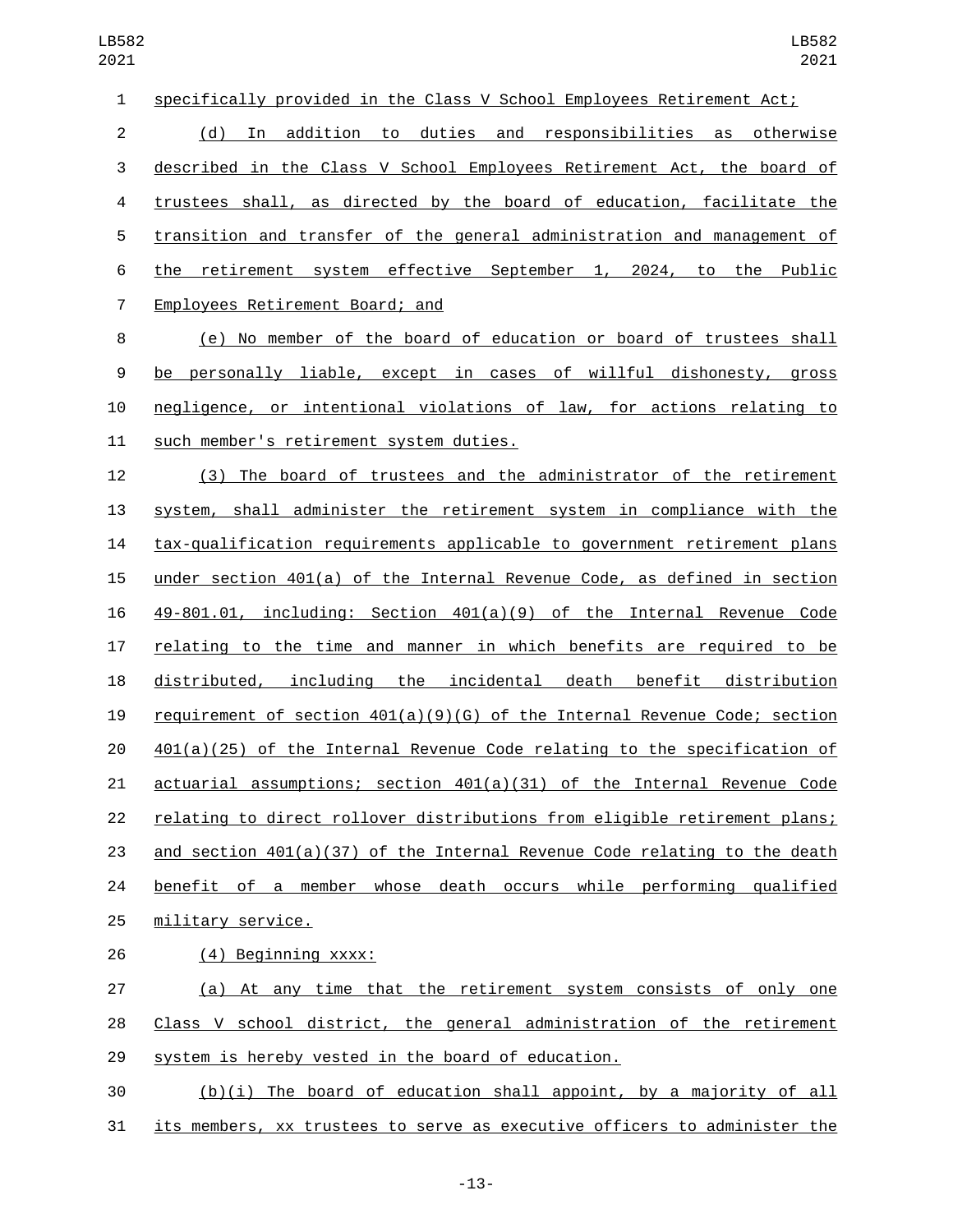specifically provided in the Class V School Employees Retirement Act;

(d) In addition to duties and responsibilities as otherwise described in the Class V School Employees Retirement Act, the board of trustees shall, as directed by the board of education, facilitate the transition and transfer of the general administration and management of the retirement system effective September 1, 2024, to the Public Employees Retirement Board; and

(e) No member of the board of education or board of trustees shall be personally liable, except in cases of willful dishonesty, gross negligence, or intentional violations of law, for actions relating to such member's retirement system duties.

(3) The board of trustees and the administrator of the retirement system, shall administer the retirement system in compliance with the tax-qualification requirements applicable to government retirement plans under section 401(a) of the Internal Revenue Code, as defined in section 49-801.01, including: Section 401(a)(9) of the Internal Revenue Code relating to the time and manner in which benefits are required to be distributed, including the incidental death benefit distribution requirement of section 401(a)(9)(G) of the Internal Revenue Code; section 401(a)(25) of the Internal Revenue Code relating to the specification of actuarial assumptions; section 401(a)(31) of the Internal Revenue Code relating to direct rollover distributions from eligible retirement plans; and section 401(a)(37) of the Internal Revenue Code relating to the death benefit of a member whose death occurs while performing qualified military service.

(4) Beginning xxxx:

(a) At any time that the retirement system consists of only one Class V school district, the general administration of the retirement system is hereby vested in the board of education.

(b)(i) The board of education shall appoint, by a majority of all its members, xx trustees to serve as executive officers to administer the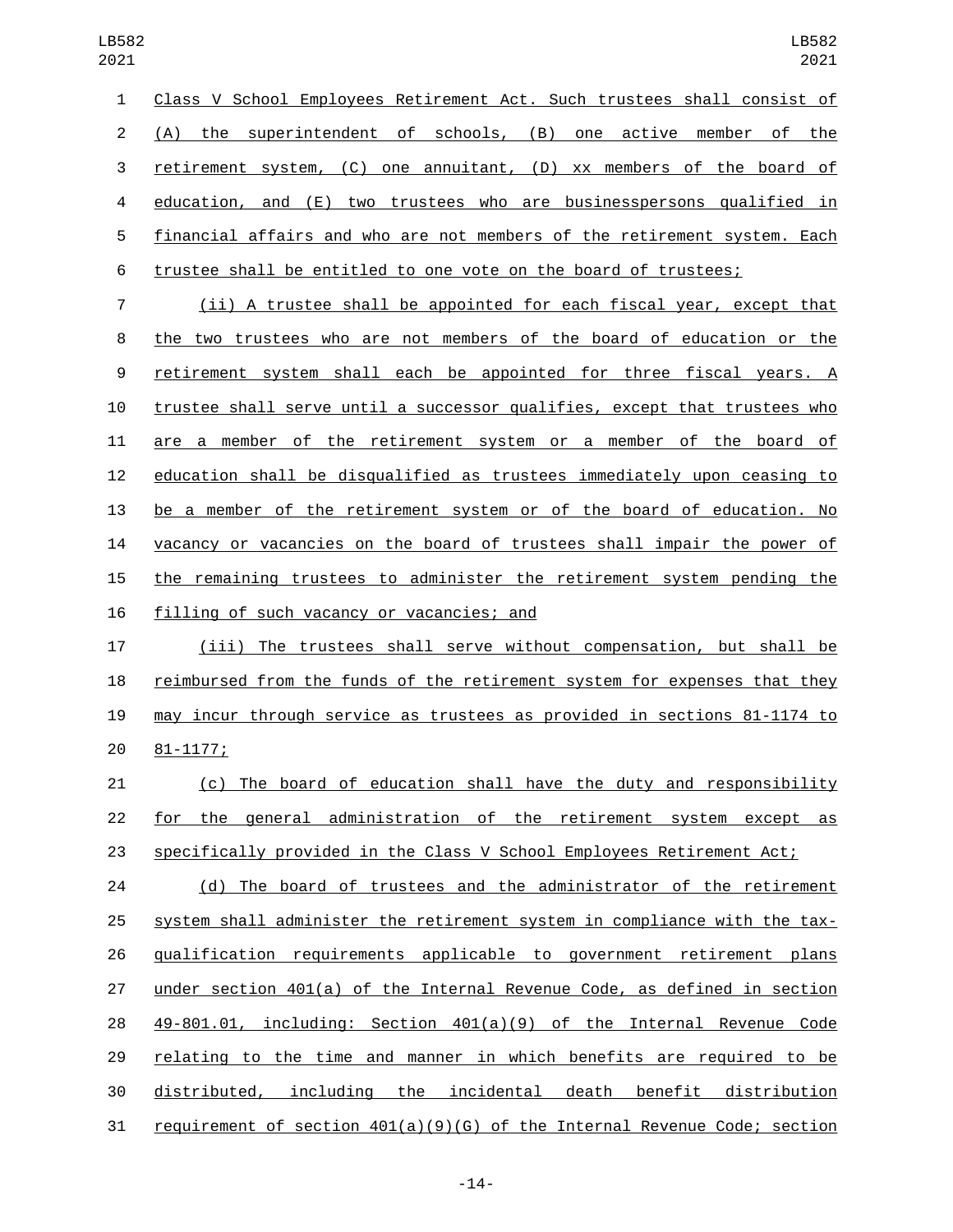Class V School Employees Retirement Act. Such trustees shall consist of (A) the superintendent of schools, (B) one active member of the retirement system, (C) one annuitant, (D) xx members of the board of education, and (E) two trustees who are businesspersons qualified in financial affairs and who are not members of the retirement system. Each trustee shall be entitled to one vote on the board of trustees;

(ii) A trustee shall be appointed for each fiscal year, except that the two trustees who are not members of the board of education or the retirement system shall each be appointed for three fiscal years. A trustee shall serve until a successor qualifies, except that trustees who are a member of the retirement system or a member of the board of education shall be disqualified as trustees immediately upon ceasing to be a member of the retirement system or of the board of education. No vacancy or vacancies on the board of trustees shall impair the power of the remaining trustees to administer the retirement system pending the filling of such vacancy or vacancies; and

(iii) The trustees shall serve without compensation, but shall be reimbursed from the funds of the retirement system for expenses that they may incur through service as trustees as provided in sections 81-1174 to 81-1177;

(c) The board of education shall have the duty and responsibility for the general administration of the retirement system except as specifically provided in the Class V School Employees Retirement Act;

(d) The board of trustees and the administrator of the retirement system shall administer the retirement system in compliance with the tax-qualification requirements applicable to government retirement plans under section 401(a) of the Internal Revenue Code, as defined in section 49-801.01, including: Section 401(a)(9) of the Internal Revenue Code relating to the time and manner in which benefits are required to be distributed, including the incidental death benefit distribution requirement of section 401(a)(9)(G) of the Internal Revenue Code; section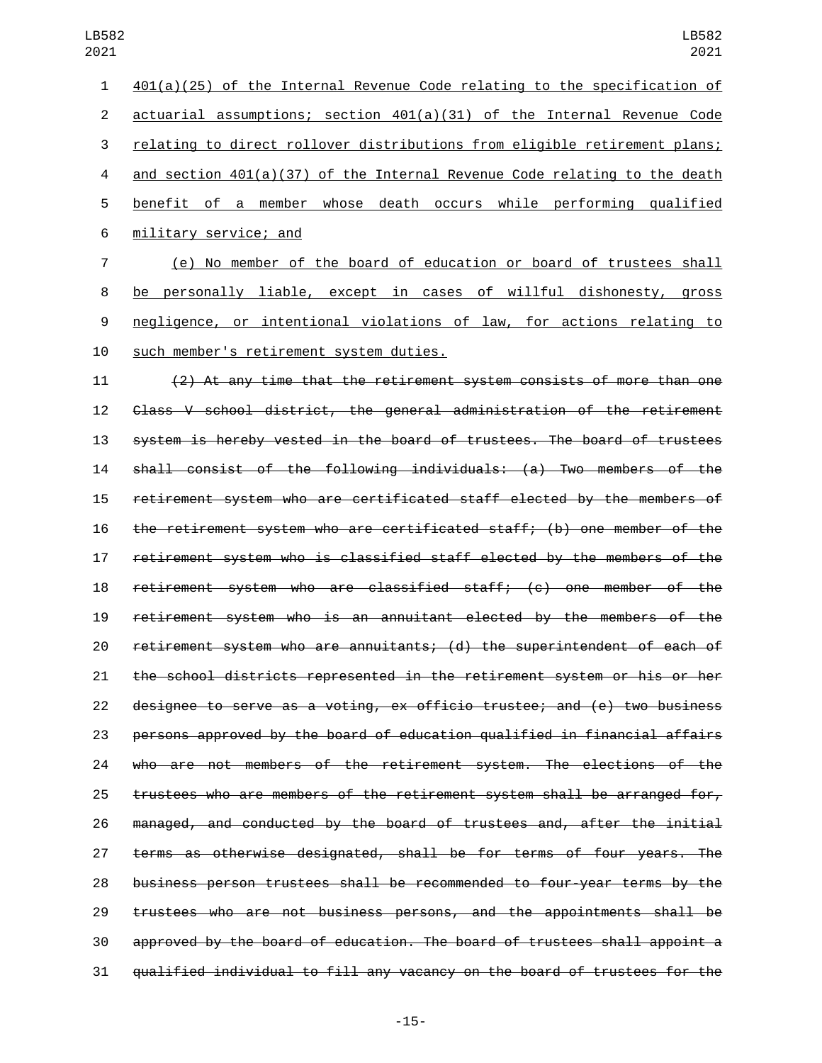401(a)(25) of the Internal Revenue Code relating to the specification of actuarial assumptions; section 401(a)(31) of the Internal Revenue Code relating to direct rollover distributions from eligible retirement plans; and section 401(a)(37) of the Internal Revenue Code relating to the death benefit of a member whose death occurs while performing qualified military service; and

(e) No member of the board of education or board of trustees shall be personally liable, except in cases of willful dishonesty, gross negligence, or intentional violations of law, for actions relating to such member's retirement system duties.

~~(2) At any time that the retirement system consists of more than one Class V school district, the general administration of the retirement system is hereby vested in the board of trustees. The board of trustees shall consist of the following individuals: (a) Two members of the retirement system who are certificated staff elected by the members of the retirement system who are certificated staff; (b) one member of the retirement system who is classified staff elected by the members of the retirement system who are classified staff; (c) one member of the retirement system who is an annuitant elected by the members of the retirement system who are annuitants; (d) the superintendent of each of the school districts represented in the retirement system or his or her designee to serve as a voting, ex officio trustee; and (e) two business persons approved by the board of education qualified in financial affairs who are not members of the retirement system. The elections of the trustees who are members of the retirement system shall be arranged for, managed, and conducted by the board of trustees and, after the initial terms as otherwise designated, shall be for terms of four years. The business person trustees shall be recommended to four-year terms by the trustees who are not business persons, and the appointments shall be approved by the board of education. The board of trustees shall appoint a qualified individual to fill any vacancy on the board of trustees for the~~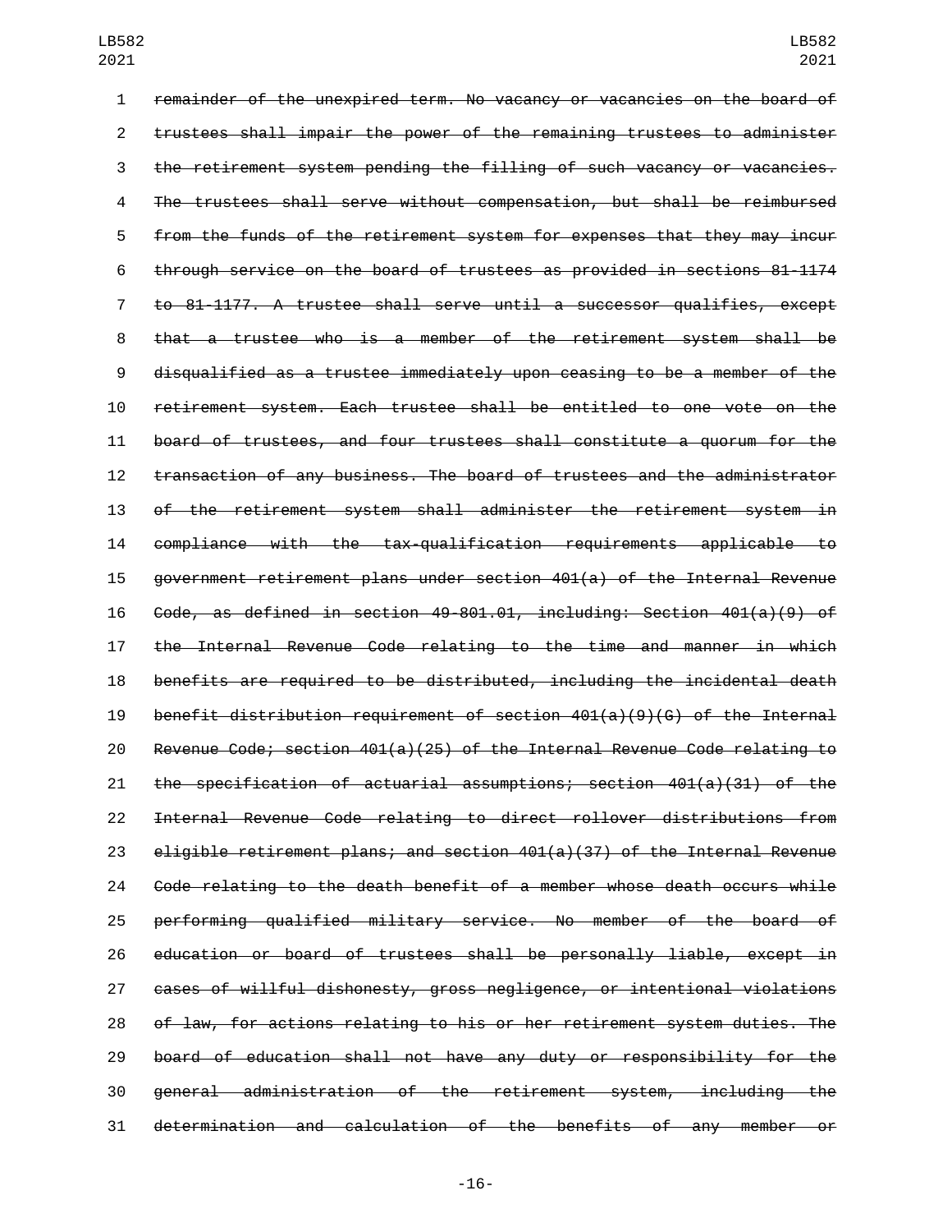~~remainder of the unexpired term. No vacancy or vacancies on the board of trustees shall impair the power of the remaining trustees to administer the retirement system pending the filling of such vacancy or vacancies. The trustees shall serve without compensation, but shall be reimbursed from the funds of the retirement system for expenses that they may incur through service on the board of trustees as provided in sections 81-1174 to 81-1177. A trustee shall serve until a successor qualifies, except that a trustee who is a member of the retirement system shall be disqualified as a trustee immediately upon ceasing to be a member of the retirement system. Each trustee shall be entitled to one vote on the board of trustees, and four trustees shall constitute a quorum for the transaction of any business. The board of trustees and the administrator of the retirement system shall administer the retirement system in compliance with the tax-qualification requirements applicable to government retirement plans under section 401(a) of the Internal Revenue Code, as defined in section 49-801.01, including: Section 401(a)(9) of the Internal Revenue Code relating to the time and manner in which benefits are required to be distributed, including the incidental death benefit distribution requirement of section 401(a)(9)(G) of the Internal Revenue Code; section 401(a)(25) of the Internal Revenue Code relating to the specification of actuarial assumptions; section 401(a)(31) of the Internal Revenue Code relating to direct rollover distributions from eligible retirement plans; and section 401(a)(37) of the Internal Revenue Code relating to the death benefit of a member whose death occurs while performing qualified military service. No member of the board of education or board of trustees shall be personally liable, except in cases of willful dishonesty, gross negligence, or intentional violations of law, for actions relating to his or her retirement system duties. The board of education shall not have any duty or responsibility for the general administration of the retirement system, including the determination and calculation of the benefits of any member or~~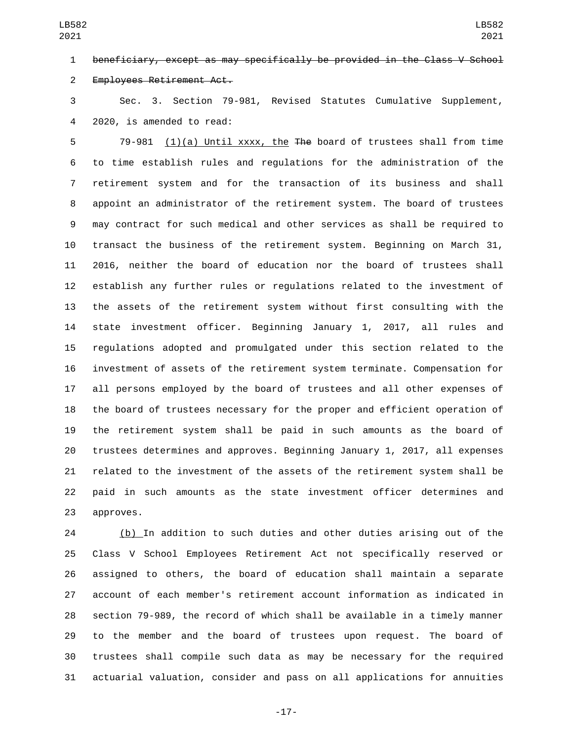~~beneficiary, except as may specifically be provided in the Class V School Employees Retirement Act.~~

Sec. 3. Section 79-981, Revised Statutes Cumulative Supplement, 2020, is amended to read:

79-981 (1)(a) Until xxxx, the ~~The~~ board of trustees shall from time to time establish rules and regulations for the administration of the retirement system and for the transaction of its business and shall appoint an administrator of the retirement system. The board of trustees may contract for such medical and other services as shall be required to transact the business of the retirement system. Beginning on March 31, 2016, neither the board of education nor the board of trustees shall establish any further rules or regulations related to the investment of the assets of the retirement system without first consulting with the state investment officer. Beginning January 1, 2017, all rules and regulations adopted and promulgated under this section related to the investment of assets of the retirement system terminate. Compensation for all persons employed by the board of trustees and all other expenses of the board of trustees necessary for the proper and efficient operation of the retirement system shall be paid in such amounts as the board of trustees determines and approves. Beginning January 1, 2017, all expenses related to the investment of the assets of the retirement system shall be paid in such amounts as the state investment officer determines and approves.

(b) In addition to such duties and other duties arising out of the Class V School Employees Retirement Act not specifically reserved or assigned to others, the board of education shall maintain a separate account of each member's retirement account information as indicated in section 79-989, the record of which shall be available in a timely manner to the member and the board of trustees upon request. The board of trustees shall compile such data as may be necessary for the required actuarial valuation, consider and pass on all applications for annuities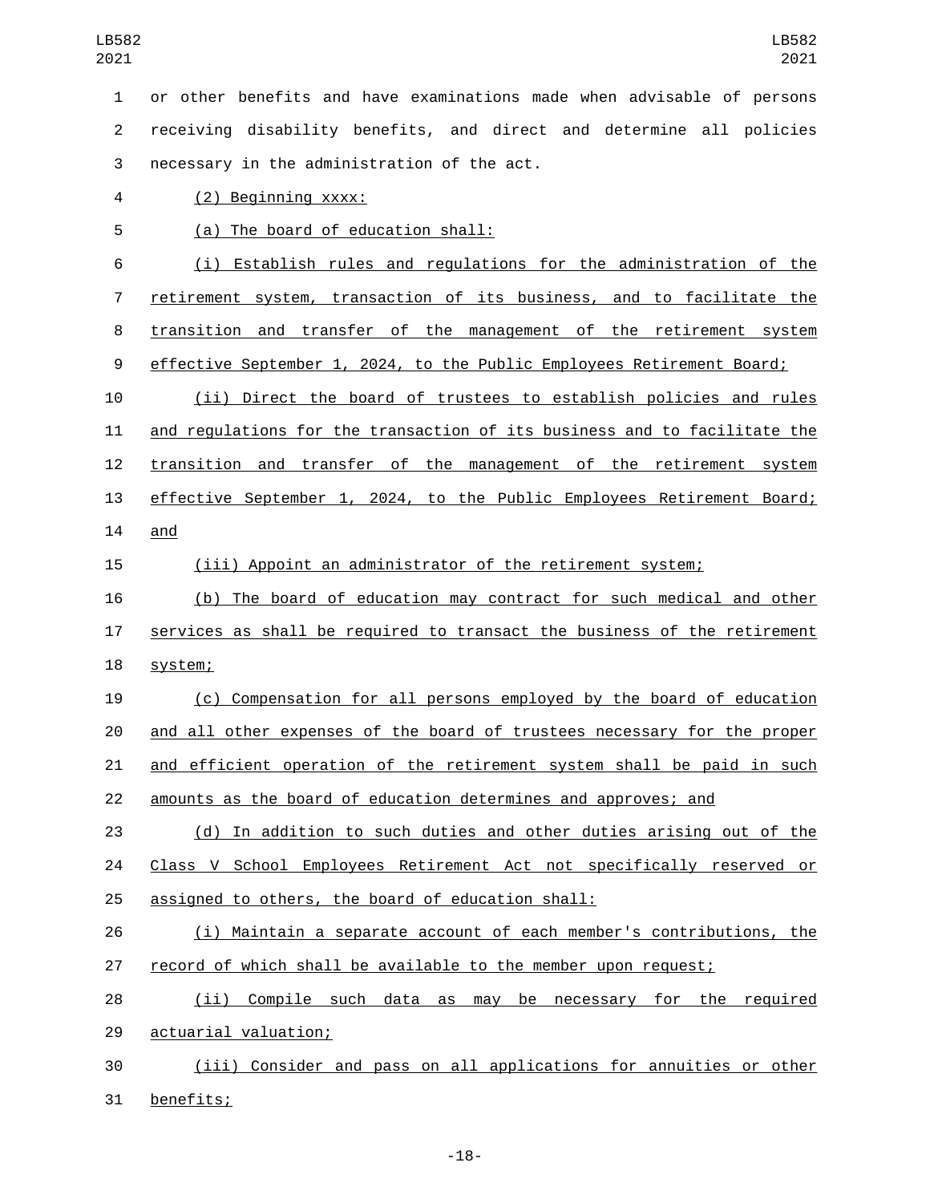or other benefits and have examinations made when advisable of persons receiving disability benefits, and direct and determine all policies necessary in the administration of the act.

(2) Beginning xxxx:

(a) The board of education shall:

(i) Establish rules and regulations for the administration of the retirement system, transaction of its business, and to facilitate the transition and transfer of the management of the retirement system effective September 1, 2024, to the Public Employees Retirement Board;

(ii) Direct the board of trustees to establish policies and rules and regulations for the transaction of its business and to facilitate the transition and transfer of the management of the retirement system effective September 1, 2024, to the Public Employees Retirement Board; and

(iii) Appoint an administrator of the retirement system;

(b) The board of education may contract for such medical and other services as shall be required to transact the business of the retirement system;

(c) Compensation for all persons employed by the board of education and all other expenses of the board of trustees necessary for the proper and efficient operation of the retirement system shall be paid in such amounts as the board of education determines and approves; and

(d) In addition to such duties and other duties arising out of the Class V School Employees Retirement Act not specifically reserved or assigned to others, the board of education shall:

(i) Maintain a separate account of each member's contributions, the record of which shall be available to the member upon request;

(ii) Compile such data as may be necessary for the required actuarial valuation;

(iii) Consider and pass on all applications for annuities or other benefits;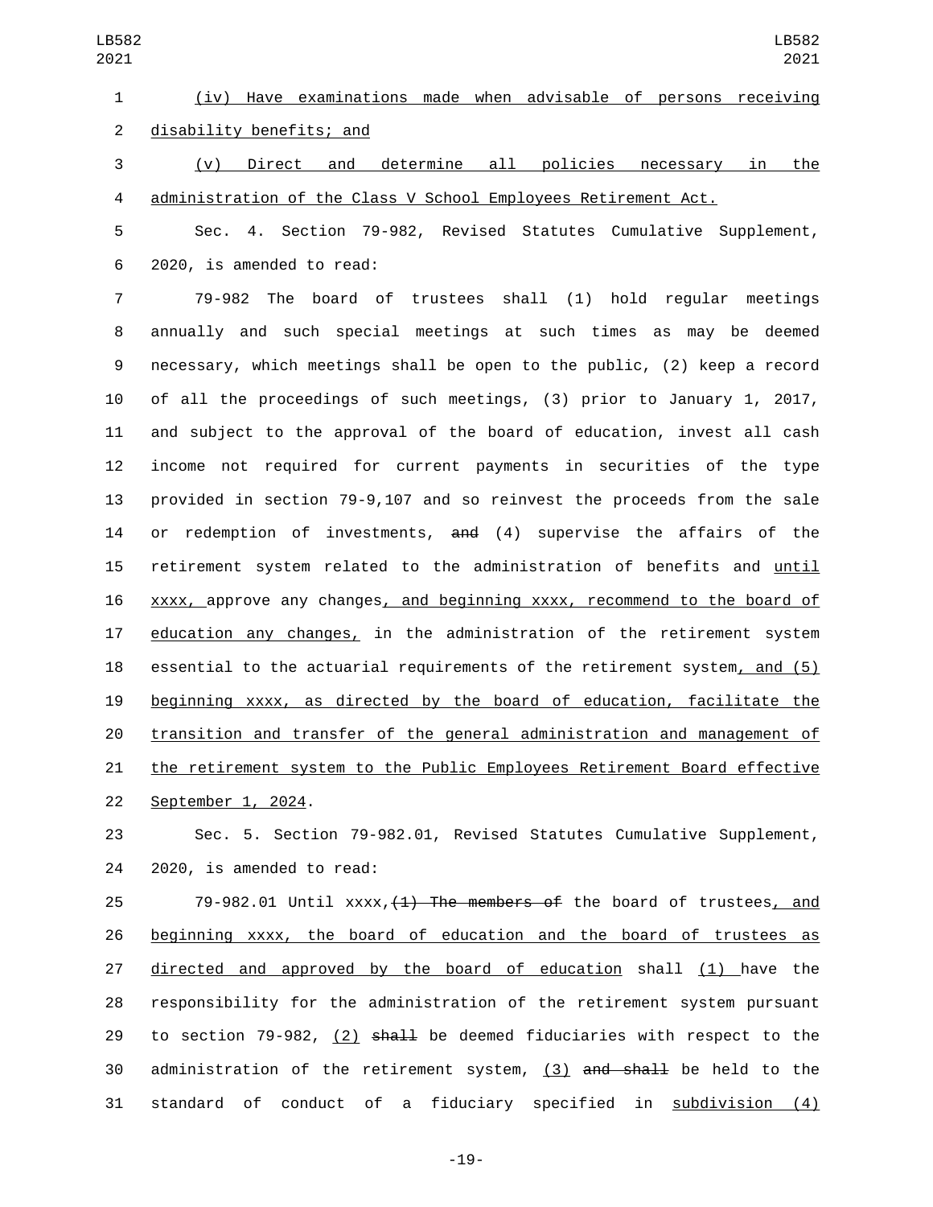(iv) Have examinations made when advisable of persons receiving disability benefits; and

(v) Direct and determine all policies necessary in the administration of the Class V School Employees Retirement Act.

Sec. 4. Section 79-982, Revised Statutes Cumulative Supplement, 2020, is amended to read:

79-982 The board of trustees shall (1) hold regular meetings annually and such special meetings at such times as may be deemed necessary, which meetings shall be open to the public, (2) keep a record of all the proceedings of such meetings, (3) prior to January 1, 2017, and subject to the approval of the board of education, invest all cash income not required for current payments in securities of the type provided in section 79-9,107 and so reinvest the proceeds from the sale or redemption of investments, ~~and~~ (4) supervise the affairs of the retirement system related to the administration of benefits and until xxxx, approve any changes, and beginning xxxx, recommend to the board of education any changes, in the administration of the retirement system essential to the actuarial requirements of the retirement system, and (5) beginning xxxx, as directed by the board of education, facilitate the transition and transfer of the general administration and management of the retirement system to the Public Employees Retirement Board effective September 1, 2024.

Sec. 5. Section 79-982.01, Revised Statutes Cumulative Supplement, 2020, is amended to read:

79-982.01 Until xxxx, ~~(1) The members of~~ the board of trustees, and beginning xxxx, the board of education and the board of trustees as directed and approved by the board of education shall (1) have the responsibility for the administration of the retirement system pursuant to section 79-982, (2) ~~shall~~ be deemed fiduciaries with respect to the administration of the retirement system, (3) ~~and shall~~ be held to the standard of conduct of a fiduciary specified in subdivision (4)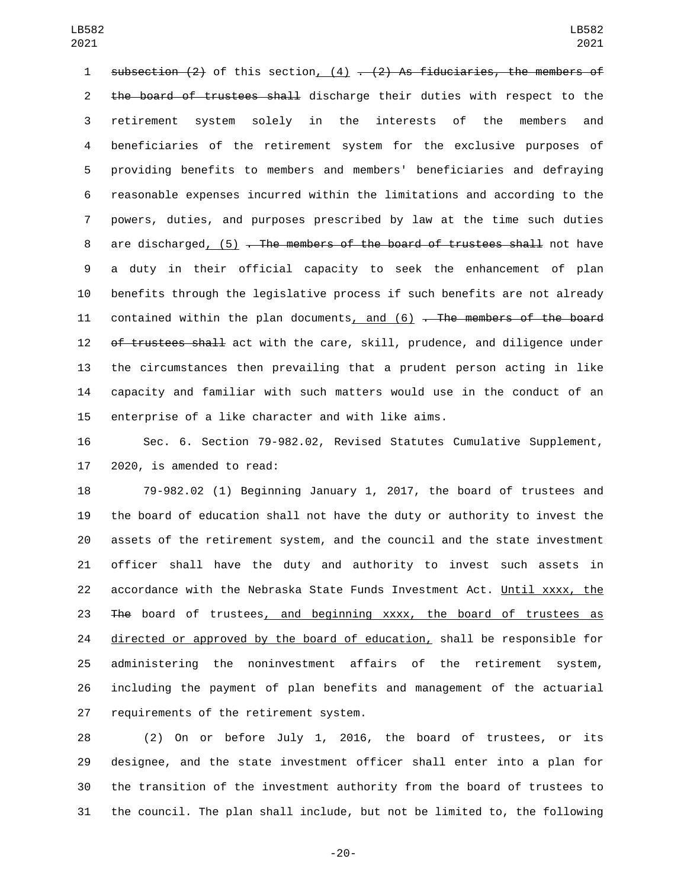subsection (2) of this section, (4) . (2) As fiduciaries, the members of the board of trustees shall discharge their duties with respect to the retirement system solely in the interests of the members and beneficiaries of the retirement system for the exclusive purposes of providing benefits to members and members' beneficiaries and defraying reasonable expenses incurred within the limitations and according to the powers, duties, and purposes prescribed by law at the time such duties are discharged, (5) . The members of the board of trustees shall not have a duty in their official capacity to seek the enhancement of plan benefits through the legislative process if such benefits are not already contained within the plan documents, and (6) . The members of the board of trustees shall act with the care, skill, prudence, and diligence under the circumstances then prevailing that a prudent person acting in like capacity and familiar with such matters would use in the conduct of an enterprise of a like character and with like aims.

Sec. 6. Section 79-982.02, Revised Statutes Cumulative Supplement, 2020, is amended to read:

79-982.02 (1) Beginning January 1, 2017, the board of trustees and the board of education shall not have the duty or authority to invest the assets of the retirement system, and the council and the state investment officer shall have the duty and authority to invest such assets in accordance with the Nebraska State Funds Investment Act. Until xxxx, the The board of trustees, and beginning xxxx, the board of trustees as directed or approved by the board of education, shall be responsible for administering the noninvestment affairs of the retirement system, including the payment of plan benefits and management of the actuarial requirements of the retirement system.

(2) On or before July 1, 2016, the board of trustees, or its designee, and the state investment officer shall enter into a plan for the transition of the investment authority from the board of trustees to the council. The plan shall include, but not be limited to, the following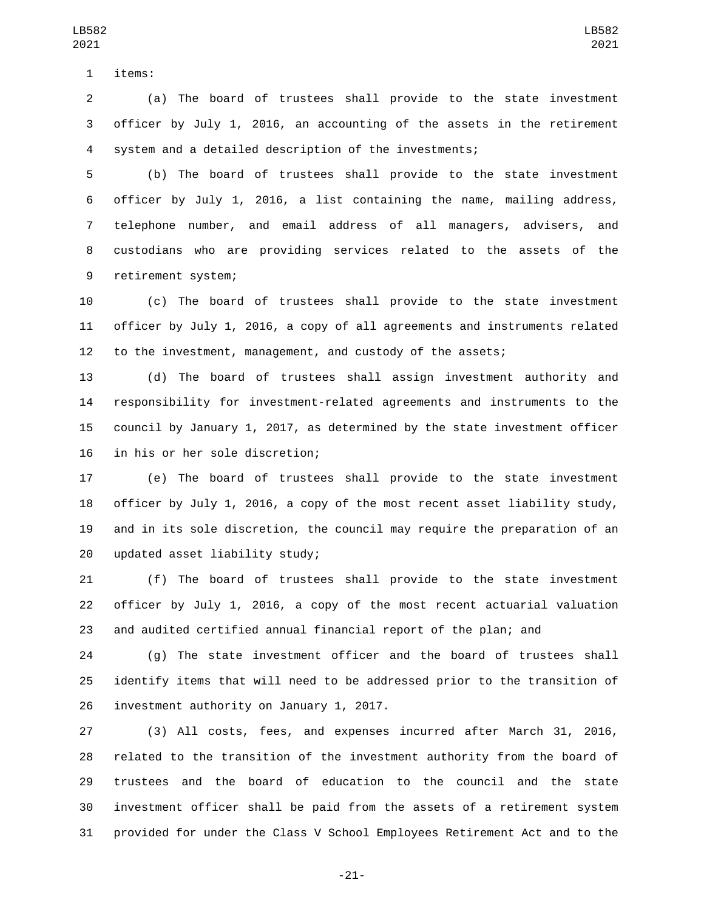items:

(a) The board of trustees shall provide to the state investment officer by July 1, 2016, an accounting of the assets in the retirement system and a detailed description of the investments;

(b) The board of trustees shall provide to the state investment officer by July 1, 2016, a list containing the name, mailing address, telephone number, and email address of all managers, advisers, and custodians who are providing services related to the assets of the retirement system;

(c) The board of trustees shall provide to the state investment officer by July 1, 2016, a copy of all agreements and instruments related to the investment, management, and custody of the assets;

(d) The board of trustees shall assign investment authority and responsibility for investment-related agreements and instruments to the council by January 1, 2017, as determined by the state investment officer in his or her sole discretion;

(e) The board of trustees shall provide to the state investment officer by July 1, 2016, a copy of the most recent asset liability study, and in its sole discretion, the council may require the preparation of an updated asset liability study;

(f) The board of trustees shall provide to the state investment officer by July 1, 2016, a copy of the most recent actuarial valuation and audited certified annual financial report of the plan; and

(g) The state investment officer and the board of trustees shall identify items that will need to be addressed prior to the transition of investment authority on January 1, 2017.

(3) All costs, fees, and expenses incurred after March 31, 2016, related to the transition of the investment authority from the board of trustees and the board of education to the council and the state investment officer shall be paid from the assets of a retirement system provided for under the Class V School Employees Retirement Act and to the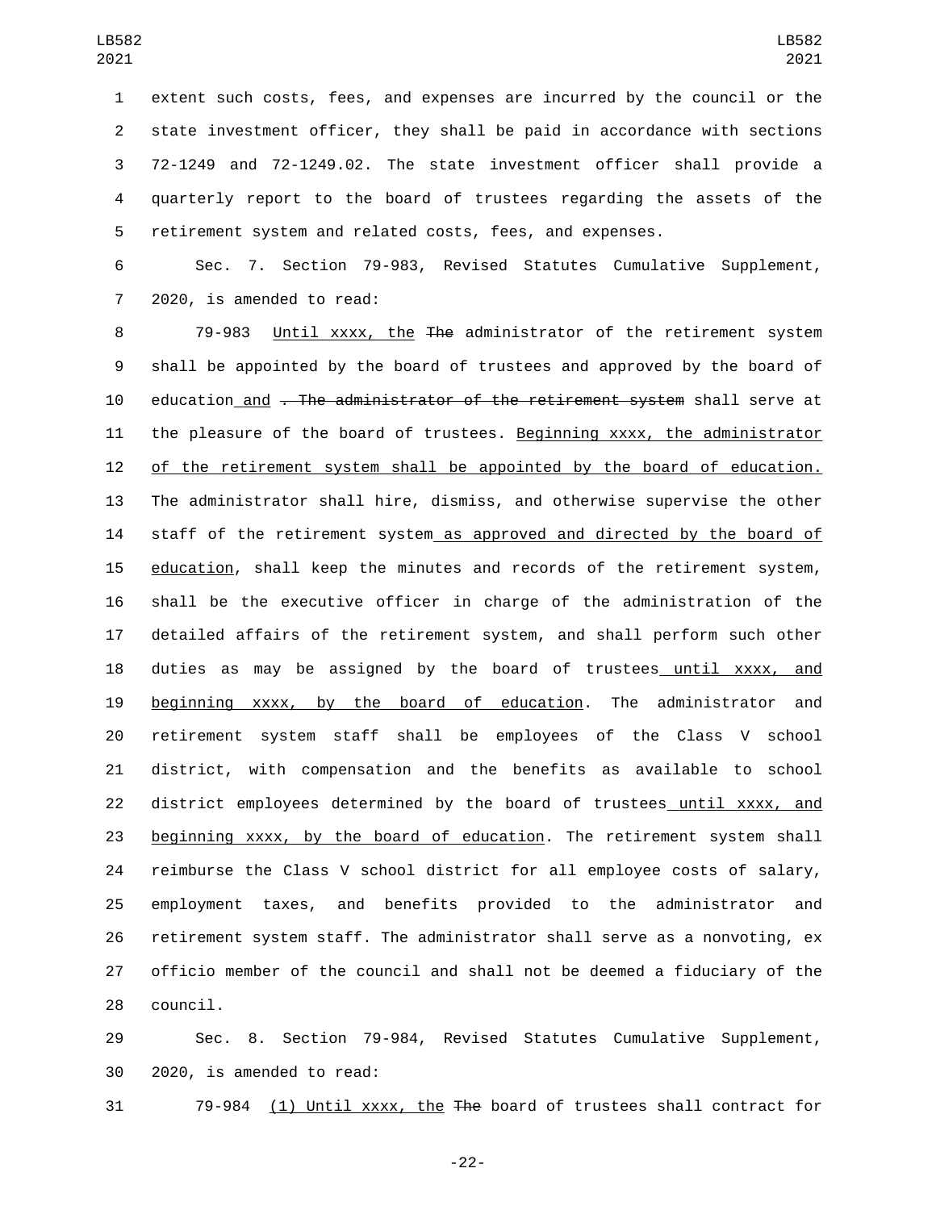extent such costs, fees, and expenses are incurred by the council or the state investment officer, they shall be paid in accordance with sections 72-1249 and 72-1249.02. The state investment officer shall provide a quarterly report to the board of trustees regarding the assets of the retirement system and related costs, fees, and expenses.

Sec. 7. Section 79-983, Revised Statutes Cumulative Supplement, 2020, is amended to read:

79-983 Until xxxx, the ~~The~~ administrator of the retirement system shall be appointed by the board of trustees and approved by the board of education and ~~. The administrator of the retirement system~~ shall serve at the pleasure of the board of trustees. Beginning xxxx, the administrator of the retirement system shall be appointed by the board of education. The administrator shall hire, dismiss, and otherwise supervise the other staff of the retirement system as approved and directed by the board of education, shall keep the minutes and records of the retirement system, shall be the executive officer in charge of the administration of the detailed affairs of the retirement system, and shall perform such other duties as may be assigned by the board of trustees until xxxx, and beginning xxxx, by the board of education. The administrator and retirement system staff shall be employees of the Class V school district, with compensation and the benefits as available to school district employees determined by the board of trustees until xxxx, and beginning xxxx, by the board of education. The retirement system shall reimburse the Class V school district for all employee costs of salary, employment taxes, and benefits provided to the administrator and retirement system staff. The administrator shall serve as a nonvoting, ex officio member of the council and shall not be deemed a fiduciary of the council.

Sec. 8. Section 79-984, Revised Statutes Cumulative Supplement, 2020, is amended to read:

79-984 (1) Until xxxx, the ~~The~~ board of trustees shall contract for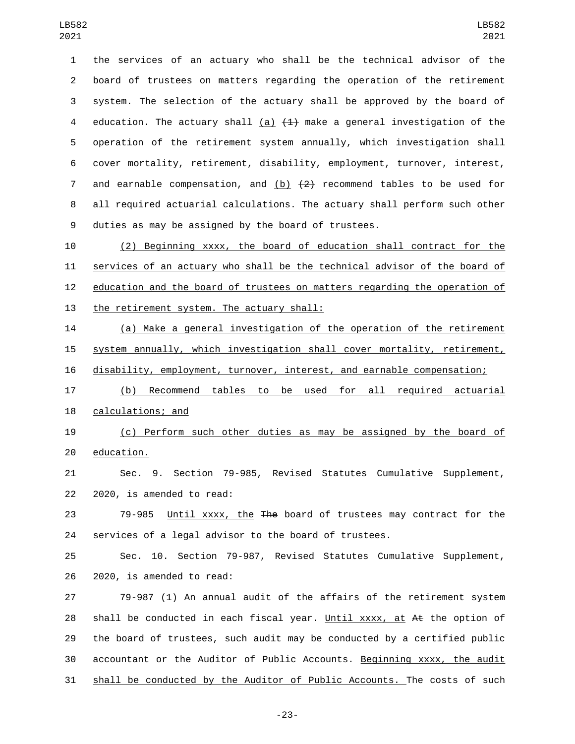the services of an actuary who shall be the technical advisor of the board of trustees on matters regarding the operation of the retirement system. The selection of the actuary shall be approved by the board of education. The actuary shall (a) ~~(1)~~ make a general investigation of the operation of the retirement system annually, which investigation shall cover mortality, retirement, disability, employment, turnover, interest, and earnable compensation, and (b) ~~(2)~~ recommend tables to be used for all required actuarial calculations. The actuary shall perform such other duties as may be assigned by the board of trustees.

(2) Beginning xxxx, the board of education shall contract for the services of an actuary who shall be the technical advisor of the board of education and the board of trustees on matters regarding the operation of the retirement system. The actuary shall:

(a) Make a general investigation of the operation of the retirement system annually, which investigation shall cover mortality, retirement, disability, employment, turnover, interest, and earnable compensation;

(b) Recommend tables to be used for all required actuarial calculations; and

(c) Perform such other duties as may be assigned by the board of education.

Sec. 9. Section 79-985, Revised Statutes Cumulative Supplement, 2020, is amended to read:

79-985 Until xxxx, the ~~The~~ board of trustees may contract for the services of a legal advisor to the board of trustees.

Sec. 10. Section 79-987, Revised Statutes Cumulative Supplement, 2020, is amended to read:

79-987 (1) An annual audit of the affairs of the retirement system shall be conducted in each fiscal year. Until xxxx, at ~~At~~ the option of the board of trustees, such audit may be conducted by a certified public accountant or the Auditor of Public Accounts. Beginning xxxx, the audit shall be conducted by the Auditor of Public Accounts. The costs of such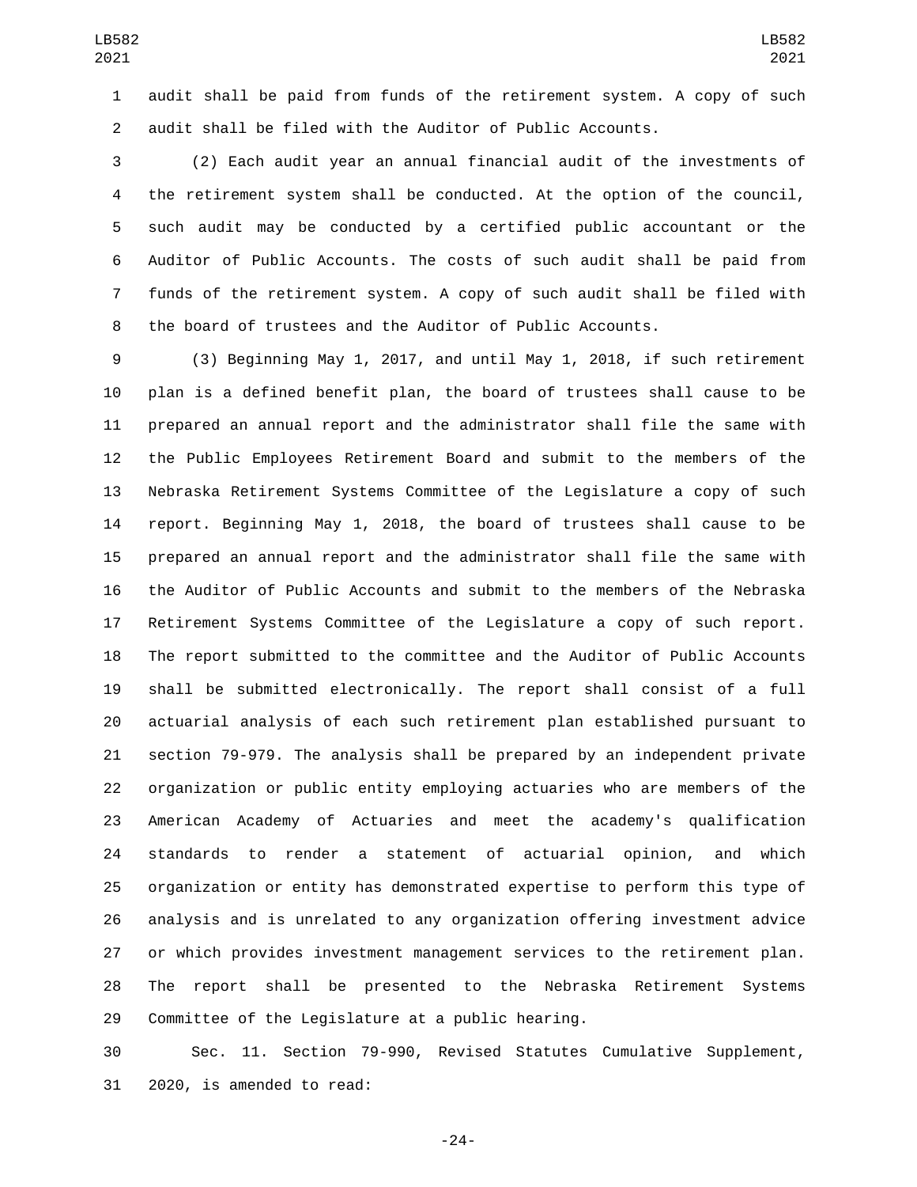audit shall be paid from funds of the retirement system. A copy of such audit shall be filed with the Auditor of Public Accounts.

(2) Each audit year an annual financial audit of the investments of the retirement system shall be conducted. At the option of the council, such audit may be conducted by a certified public accountant or the Auditor of Public Accounts. The costs of such audit shall be paid from funds of the retirement system. A copy of such audit shall be filed with the board of trustees and the Auditor of Public Accounts.

(3) Beginning May 1, 2017, and until May 1, 2018, if such retirement plan is a defined benefit plan, the board of trustees shall cause to be prepared an annual report and the administrator shall file the same with the Public Employees Retirement Board and submit to the members of the Nebraska Retirement Systems Committee of the Legislature a copy of such report. Beginning May 1, 2018, the board of trustees shall cause to be prepared an annual report and the administrator shall file the same with the Auditor of Public Accounts and submit to the members of the Nebraska Retirement Systems Committee of the Legislature a copy of such report. The report submitted to the committee and the Auditor of Public Accounts shall be submitted electronically. The report shall consist of a full actuarial analysis of each such retirement plan established pursuant to section 79-979. The analysis shall be prepared by an independent private organization or public entity employing actuaries who are members of the American Academy of Actuaries and meet the academy's qualification standards to render a statement of actuarial opinion, and which organization or entity has demonstrated expertise to perform this type of analysis and is unrelated to any organization offering investment advice or which provides investment management services to the retirement plan. The report shall be presented to the Nebraska Retirement Systems Committee of the Legislature at a public hearing.

Sec. 11. Section 79-990, Revised Statutes Cumulative Supplement, 2020, is amended to read: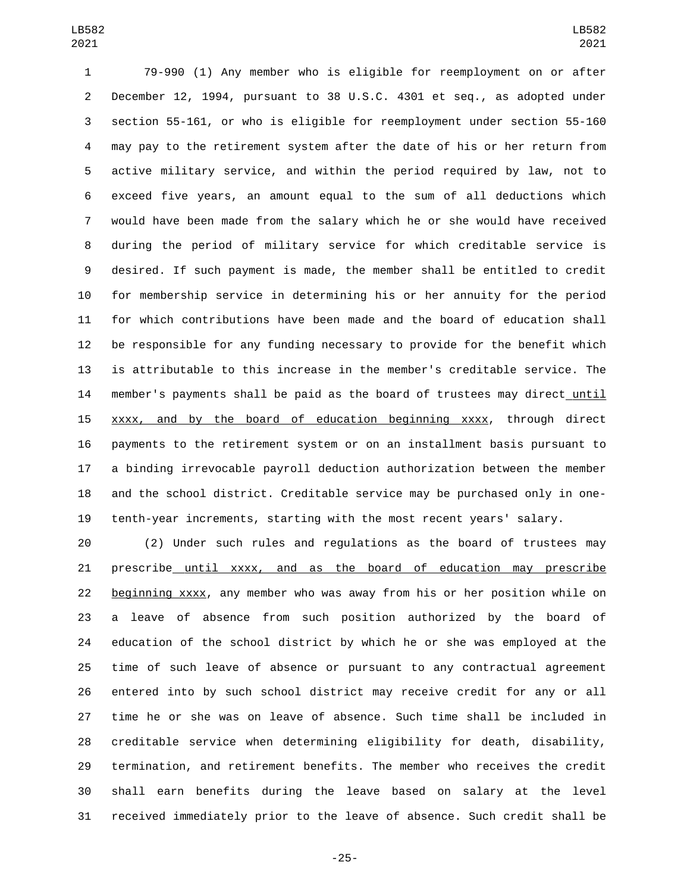79-990 (1) Any member who is eligible for reemployment on or after December 12, 1994, pursuant to 38 U.S.C. 4301 et seq., as adopted under section 55-161, or who is eligible for reemployment under section 55-160 may pay to the retirement system after the date of his or her return from active military service, and within the period required by law, not to exceed five years, an amount equal to the sum of all deductions which would have been made from the salary which he or she would have received during the period of military service for which creditable service is desired. If such payment is made, the member shall be entitled to credit for membership service in determining his or her annuity for the period for which contributions have been made and the board of education shall be responsible for any funding necessary to provide for the benefit which is attributable to this increase in the member's creditable service. The member's payments shall be paid as the board of trustees may direct until xxxx, and by the board of education beginning xxxx, through direct payments to the retirement system or on an installment basis pursuant to a binding irrevocable payroll deduction authorization between the member and the school district. Creditable service may be purchased only in one-tenth-year increments, starting with the most recent years' salary.

(2) Under such rules and regulations as the board of trustees may prescribe until xxxx, and as the board of education may prescribe beginning xxxx, any member who was away from his or her position while on a leave of absence from such position authorized by the board of education of the school district by which he or she was employed at the time of such leave of absence or pursuant to any contractual agreement entered into by such school district may receive credit for any or all time he or she was on leave of absence. Such time shall be included in creditable service when determining eligibility for death, disability, termination, and retirement benefits. The member who receives the credit shall earn benefits during the leave based on salary at the level received immediately prior to the leave of absence. Such credit shall be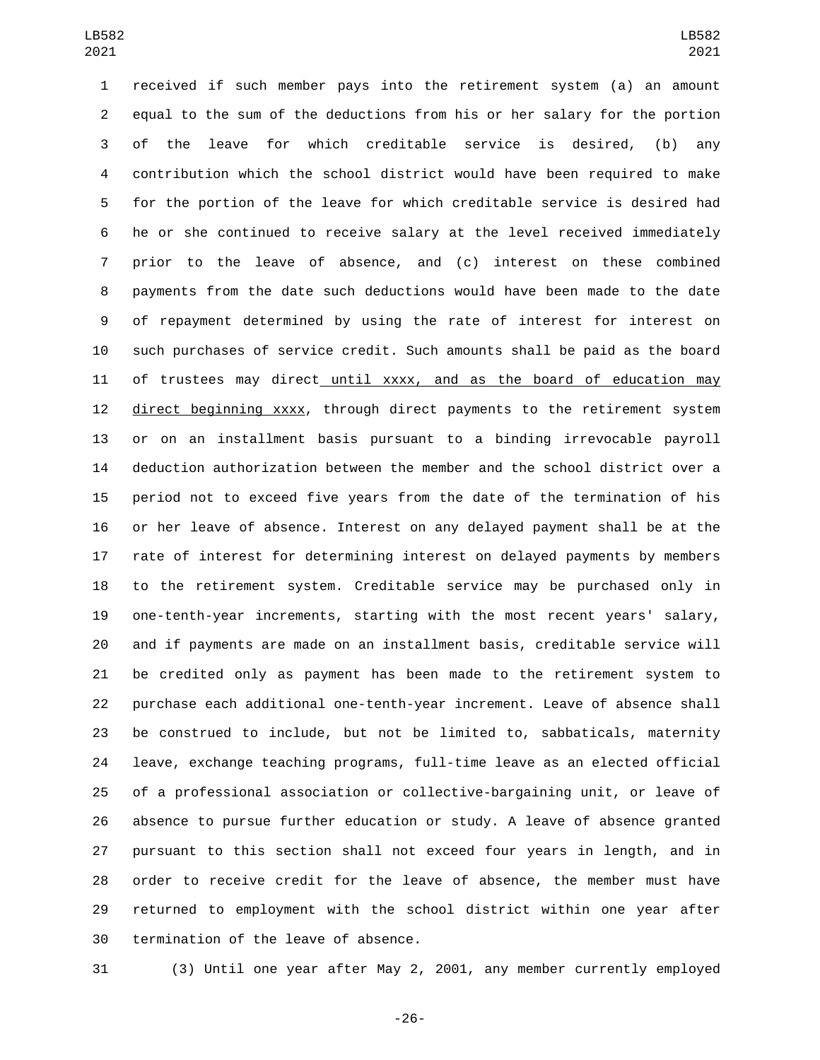received if such member pays into the retirement system (a) an amount equal to the sum of the deductions from his or her salary for the portion of the leave for which creditable service is desired, (b) any contribution which the school district would have been required to make for the portion of the leave for which creditable service is desired had he or she continued to receive salary at the level received immediately prior to the leave of absence, and (c) interest on these combined payments from the date such deductions would have been made to the date of repayment determined by using the rate of interest for interest on such purchases of service credit. Such amounts shall be paid as the board of trustees may direct until xxxx, and as the board of education may direct beginning xxxx, through direct payments to the retirement system or on an installment basis pursuant to a binding irrevocable payroll deduction authorization between the member and the school district over a period not to exceed five years from the date of the termination of his or her leave of absence. Interest on any delayed payment shall be at the rate of interest for determining interest on delayed payments by members to the retirement system. Creditable service may be purchased only in one-tenth-year increments, starting with the most recent years' salary, and if payments are made on an installment basis, creditable service will be credited only as payment has been made to the retirement system to purchase each additional one-tenth-year increment. Leave of absence shall be construed to include, but not be limited to, sabbaticals, maternity leave, exchange teaching programs, full-time leave as an elected official of a professional association or collective-bargaining unit, or leave of absence to pursue further education or study. A leave of absence granted pursuant to this section shall not exceed four years in length, and in order to receive credit for the leave of absence, the member must have returned to employment with the school district within one year after termination of the leave of absence.

(3) Until one year after May 2, 2001, any member currently employed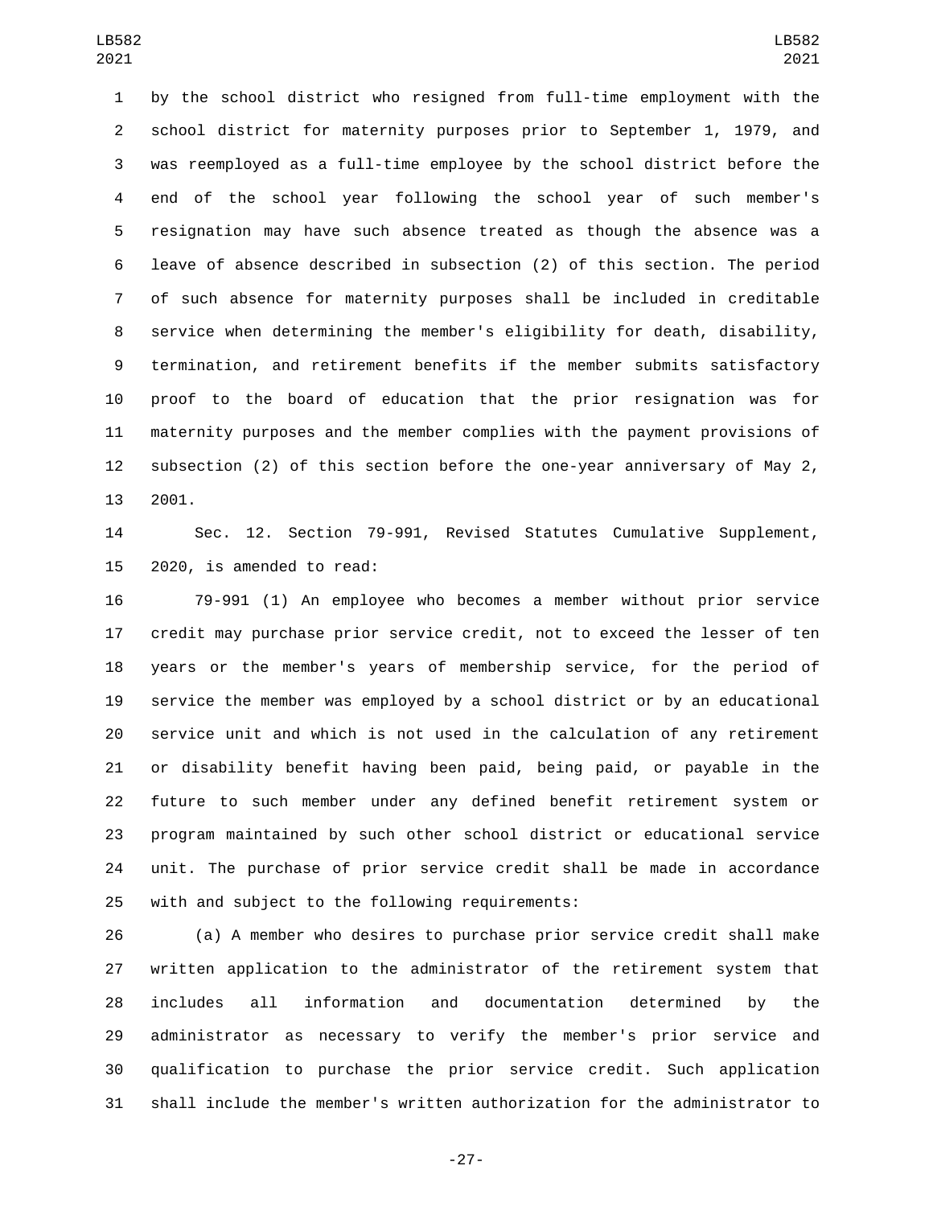by the school district who resigned from full-time employment with the school district for maternity purposes prior to September 1, 1979, and was reemployed as a full-time employee by the school district before the end of the school year following the school year of such member's resignation may have such absence treated as though the absence was a leave of absence described in subsection (2) of this section. The period of such absence for maternity purposes shall be included in creditable service when determining the member's eligibility for death, disability, termination, and retirement benefits if the member submits satisfactory proof to the board of education that the prior resignation was for maternity purposes and the member complies with the payment provisions of subsection (2) of this section before the one-year anniversary of May 2, 2001.

Sec. 12. Section 79-991, Revised Statutes Cumulative Supplement, 2020, is amended to read:

79-991 (1) An employee who becomes a member without prior service credit may purchase prior service credit, not to exceed the lesser of ten years or the member's years of membership service, for the period of service the member was employed by a school district or by an educational service unit and which is not used in the calculation of any retirement or disability benefit having been paid, being paid, or payable in the future to such member under any defined benefit retirement system or program maintained by such other school district or educational service unit. The purchase of prior service credit shall be made in accordance with and subject to the following requirements:

(a) A member who desires to purchase prior service credit shall make written application to the administrator of the retirement system that includes all information and documentation determined by the administrator as necessary to verify the member's prior service and qualification to purchase the prior service credit. Such application shall include the member's written authorization for the administrator to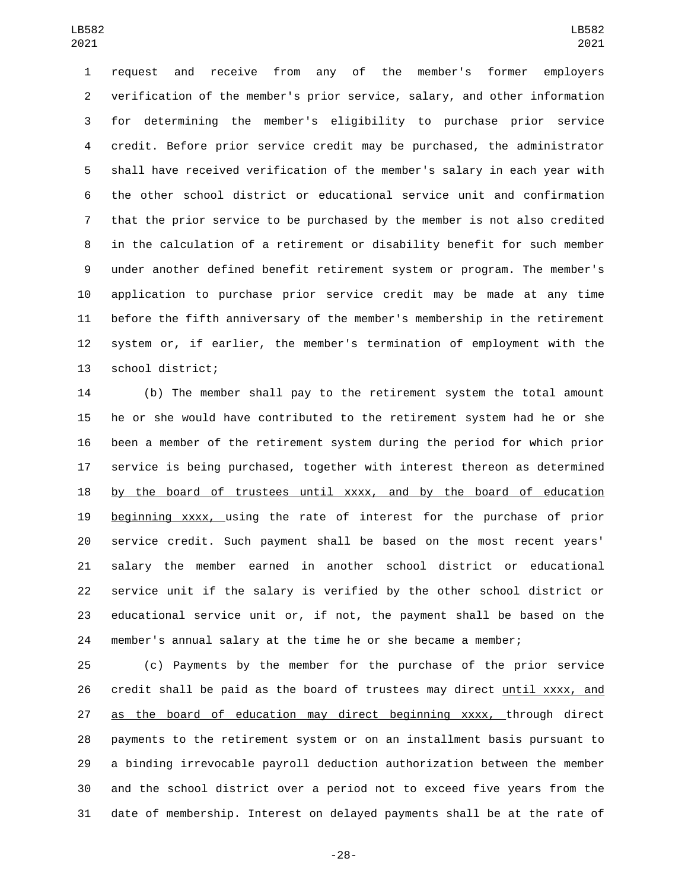request and receive from any of the member's former employers verification of the member's prior service, salary, and other information for determining the member's eligibility to purchase prior service credit. Before prior service credit may be purchased, the administrator shall have received verification of the member's salary in each year with the other school district or educational service unit and confirmation that the prior service to be purchased by the member is not also credited in the calculation of a retirement or disability benefit for such member under another defined benefit retirement system or program. The member's application to purchase prior service credit may be made at any time before the fifth anniversary of the member's membership in the retirement system or, if earlier, the member's termination of employment with the school district;

(b) The member shall pay to the retirement system the total amount he or she would have contributed to the retirement system had he or she been a member of the retirement system during the period for which prior service is being purchased, together with interest thereon as determined by the board of trustees until xxxx, and by the board of education beginning xxxx, using the rate of interest for the purchase of prior service credit. Such payment shall be based on the most recent years' salary the member earned in another school district or educational service unit if the salary is verified by the other school district or educational service unit or, if not, the payment shall be based on the member's annual salary at the time he or she became a member;

(c) Payments by the member for the purchase of the prior service credit shall be paid as the board of trustees may direct until xxxx, and as the board of education may direct beginning xxxx, through direct payments to the retirement system or on an installment basis pursuant to a binding irrevocable payroll deduction authorization between the member and the school district over a period not to exceed five years from the date of membership. Interest on delayed payments shall be at the rate of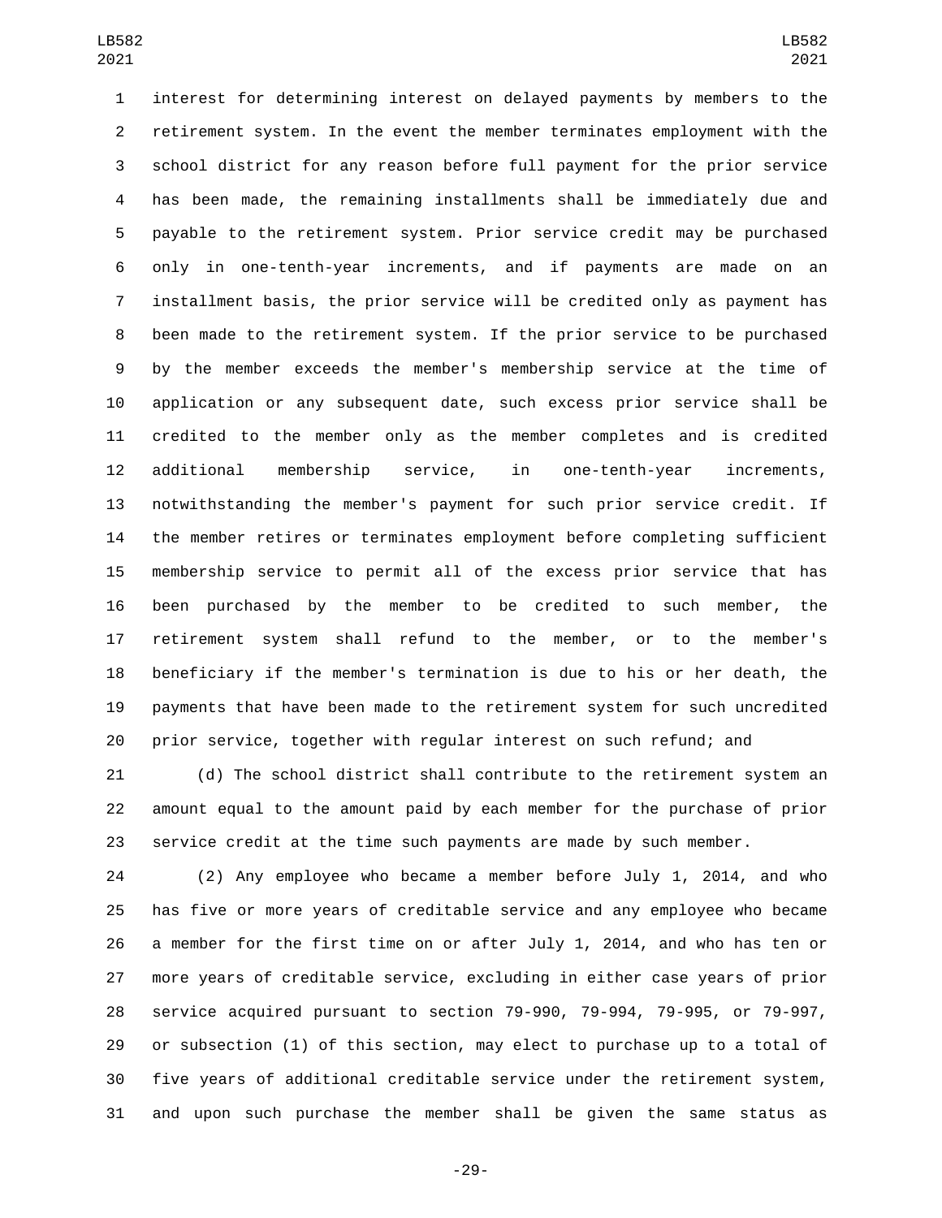interest for determining interest on delayed payments by members to the retirement system. In the event the member terminates employment with the school district for any reason before full payment for the prior service has been made, the remaining installments shall be immediately due and payable to the retirement system. Prior service credit may be purchased only in one-tenth-year increments, and if payments are made on an installment basis, the prior service will be credited only as payment has been made to the retirement system. If the prior service to be purchased by the member exceeds the member's membership service at the time of application or any subsequent date, such excess prior service shall be credited to the member only as the member completes and is credited additional membership service, in one-tenth-year increments, notwithstanding the member's payment for such prior service credit. If the member retires or terminates employment before completing sufficient membership service to permit all of the excess prior service that has been purchased by the member to be credited to such member, the retirement system shall refund to the member, or to the member's beneficiary if the member's termination is due to his or her death, the payments that have been made to the retirement system for such uncredited prior service, together with regular interest on such refund; and

(d) The school district shall contribute to the retirement system an amount equal to the amount paid by each member for the purchase of prior service credit at the time such payments are made by such member.

(2) Any employee who became a member before July 1, 2014, and who has five or more years of creditable service and any employee who became a member for the first time on or after July 1, 2014, and who has ten or more years of creditable service, excluding in either case years of prior service acquired pursuant to section 79-990, 79-994, 79-995, or 79-997, or subsection (1) of this section, may elect to purchase up to a total of five years of additional creditable service under the retirement system, and upon such purchase the member shall be given the same status as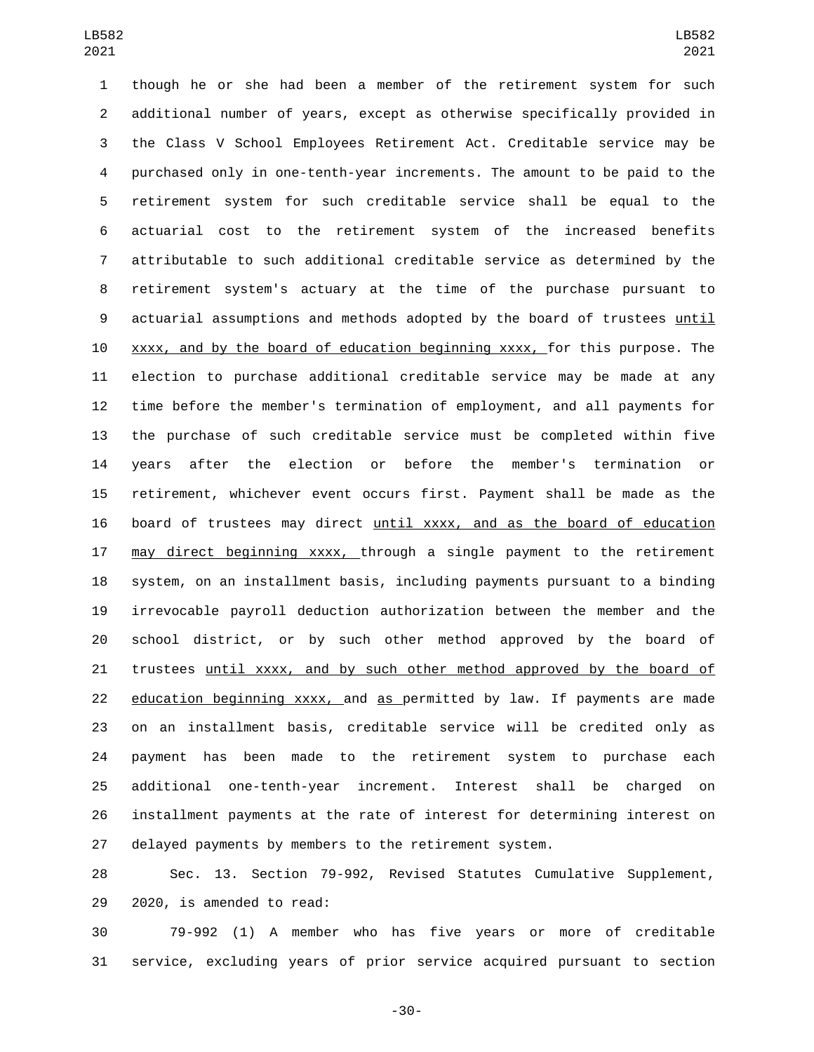though he or she had been a member of the retirement system for such additional number of years, except as otherwise specifically provided in the Class V School Employees Retirement Act. Creditable service may be purchased only in one-tenth-year increments. The amount to be paid to the retirement system for such creditable service shall be equal to the actuarial cost to the retirement system of the increased benefits attributable to such additional creditable service as determined by the retirement system's actuary at the time of the purchase pursuant to actuarial assumptions and methods adopted by the board of trustees until xxxx, and by the board of education beginning xxxx, for this purpose. The election to purchase additional creditable service may be made at any time before the member's termination of employment, and all payments for the purchase of such creditable service must be completed within five years after the election or before the member's termination or retirement, whichever event occurs first. Payment shall be made as the board of trustees may direct until xxxx, and as the board of education may direct beginning xxxx, through a single payment to the retirement system, on an installment basis, including payments pursuant to a binding irrevocable payroll deduction authorization between the member and the school district, or by such other method approved by the board of trustees until xxxx, and by such other method approved by the board of education beginning xxxx, and as permitted by law. If payments are made on an installment basis, creditable service will be credited only as payment has been made to the retirement system to purchase each additional one-tenth-year increment. Interest shall be charged on installment payments at the rate of interest for determining interest on delayed payments by members to the retirement system.

Sec. 13. Section 79-992, Revised Statutes Cumulative Supplement, 2020, is amended to read:

79-992 (1) A member who has five years or more of creditable service, excluding years of prior service acquired pursuant to section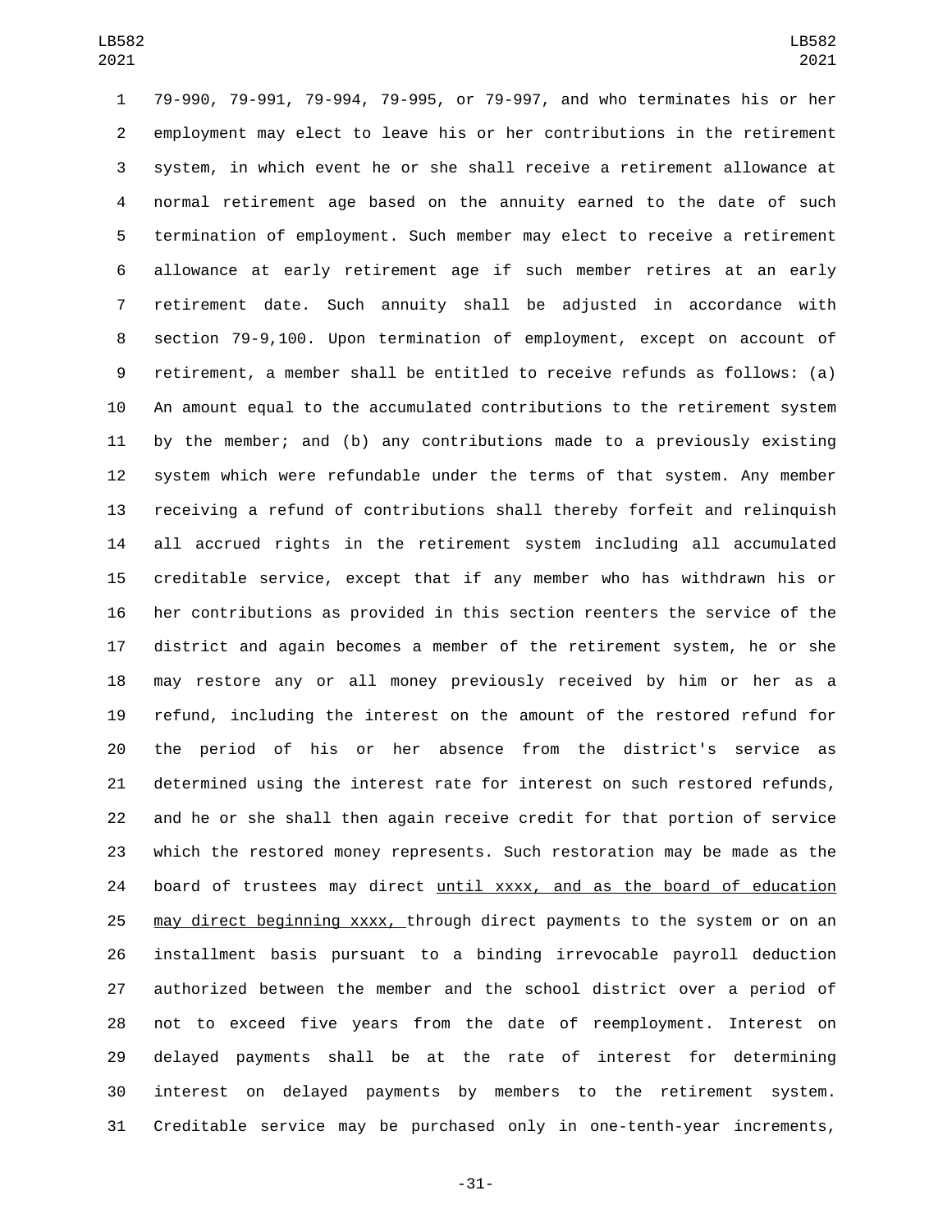79-990, 79-991, 79-994, 79-995, or 79-997, and who terminates his or her employment may elect to leave his or her contributions in the retirement system, in which event he or she shall receive a retirement allowance at normal retirement age based on the annuity earned to the date of such termination of employment. Such member may elect to receive a retirement allowance at early retirement age if such member retires at an early retirement date. Such annuity shall be adjusted in accordance with section 79-9,100. Upon termination of employment, except on account of retirement, a member shall be entitled to receive refunds as follows: (a) An amount equal to the accumulated contributions to the retirement system by the member; and (b) any contributions made to a previously existing system which were refundable under the terms of that system. Any member receiving a refund of contributions shall thereby forfeit and relinquish all accrued rights in the retirement system including all accumulated creditable service, except that if any member who has withdrawn his or her contributions as provided in this section reenters the service of the district and again becomes a member of the retirement system, he or she may restore any or all money previously received by him or her as a refund, including the interest on the amount of the restored refund for the period of his or her absence from the district's service as determined using the interest rate for interest on such restored refunds, and he or she shall then again receive credit for that portion of service which the restored money represents. Such restoration may be made as the board of trustees may direct until xxxx, and as the board of education may direct beginning xxxx, through direct payments to the system or on an installment basis pursuant to a binding irrevocable payroll deduction authorized between the member and the school district over a period of not to exceed five years from the date of reemployment. Interest on delayed payments shall be at the rate of interest for determining interest on delayed payments by members to the retirement system. Creditable service may be purchased only in one-tenth-year increments,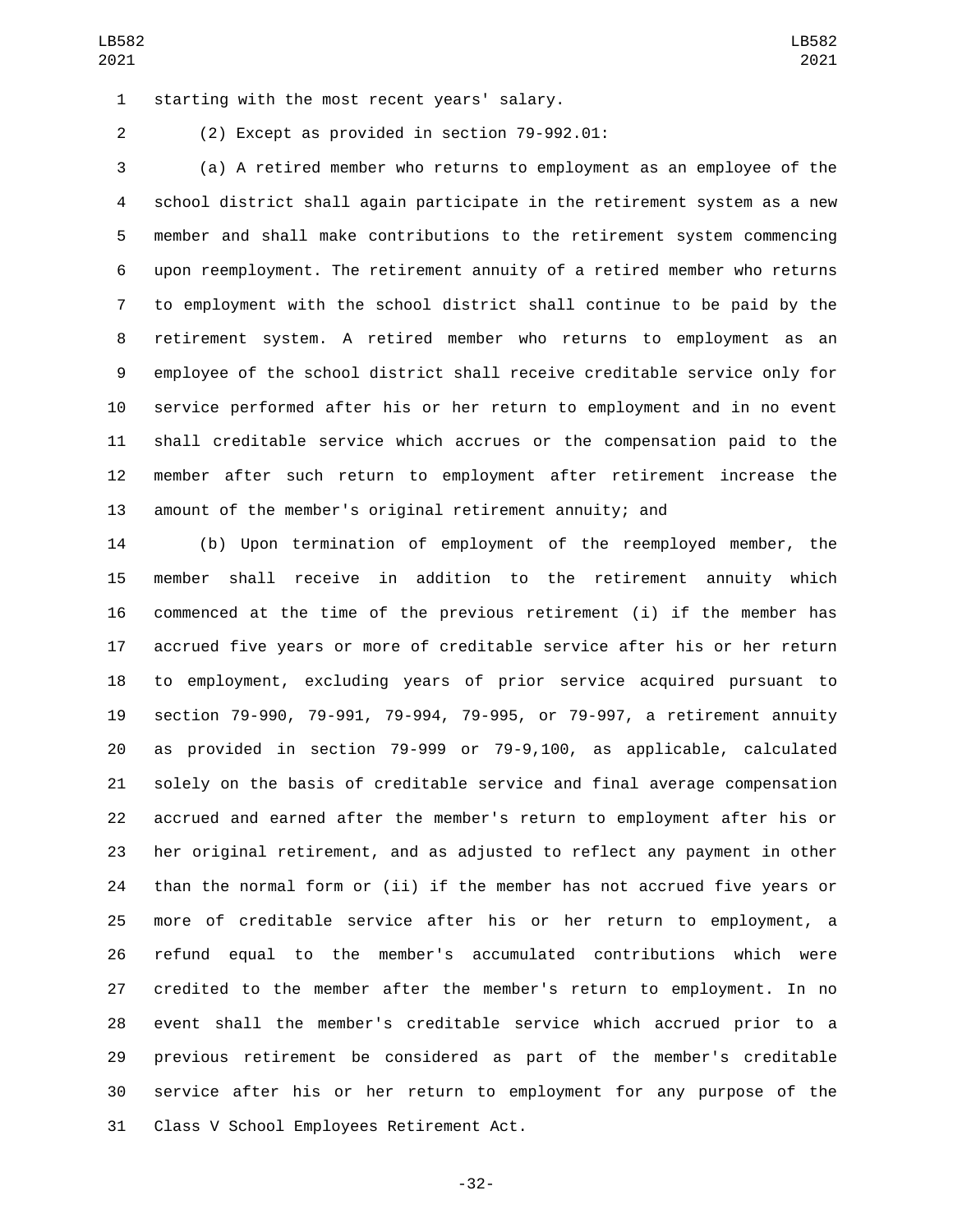starting with the most recent years' salary.

(2) Except as provided in section 79-992.01:

(a) A retired member who returns to employment as an employee of the school district shall again participate in the retirement system as a new member and shall make contributions to the retirement system commencing upon reemployment. The retirement annuity of a retired member who returns to employment with the school district shall continue to be paid by the retirement system. A retired member who returns to employment as an employee of the school district shall receive creditable service only for service performed after his or her return to employment and in no event shall creditable service which accrues or the compensation paid to the member after such return to employment after retirement increase the amount of the member's original retirement annuity; and

(b) Upon termination of employment of the reemployed member, the member shall receive in addition to the retirement annuity which commenced at the time of the previous retirement (i) if the member has accrued five years or more of creditable service after his or her return to employment, excluding years of prior service acquired pursuant to section 79-990, 79-991, 79-994, 79-995, or 79-997, a retirement annuity as provided in section 79-999 or 79-9,100, as applicable, calculated solely on the basis of creditable service and final average compensation accrued and earned after the member's return to employment after his or her original retirement, and as adjusted to reflect any payment in other than the normal form or (ii) if the member has not accrued five years or more of creditable service after his or her return to employment, a refund equal to the member's accumulated contributions which were credited to the member after the member's return to employment. In no event shall the member's creditable service which accrued prior to a previous retirement be considered as part of the member's creditable service after his or her return to employment for any purpose of the Class V School Employees Retirement Act.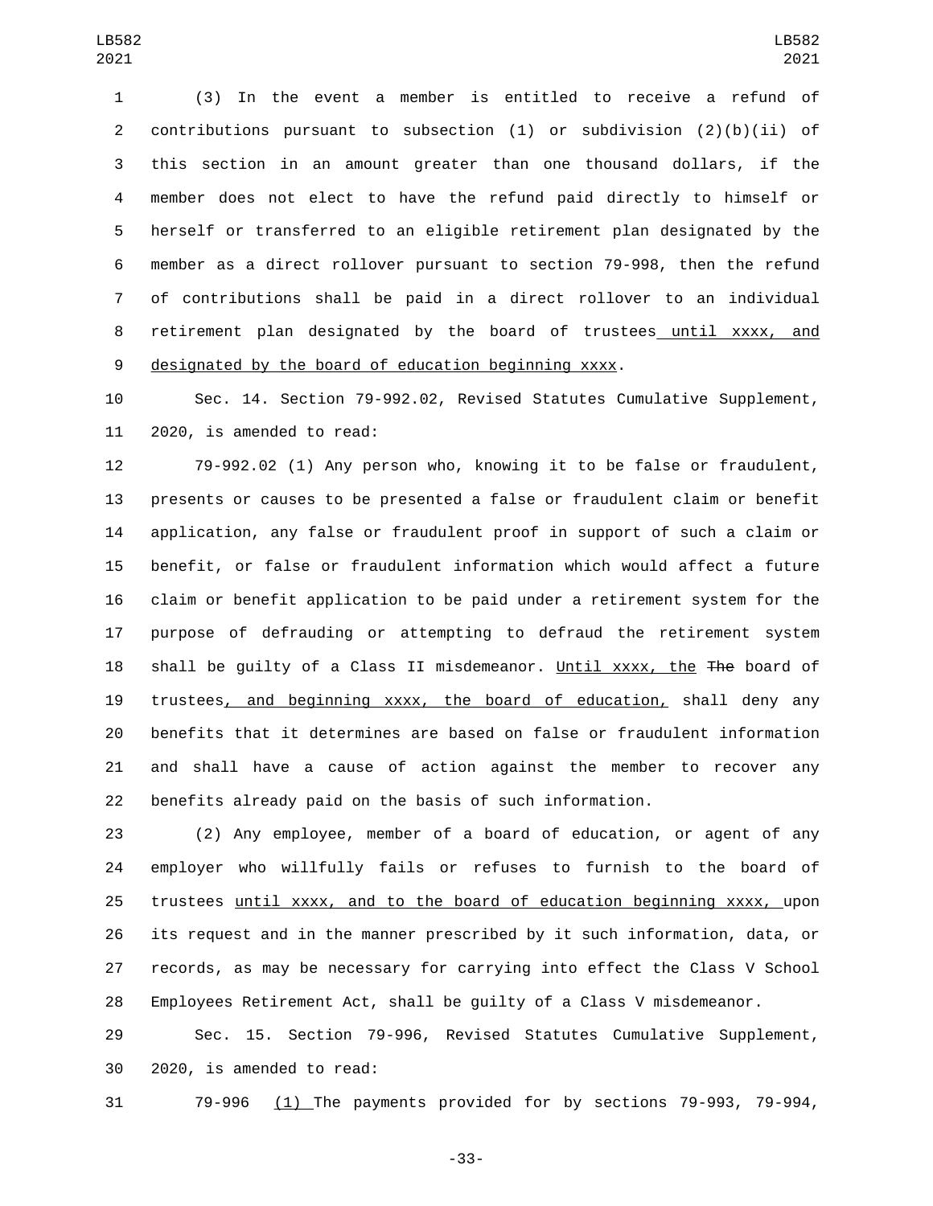(3) In the event a member is entitled to receive a refund of contributions pursuant to subsection (1) or subdivision (2)(b)(ii) of this section in an amount greater than one thousand dollars, if the member does not elect to have the refund paid directly to himself or herself or transferred to an eligible retirement plan designated by the member as a direct rollover pursuant to section 79-998, then the refund of contributions shall be paid in a direct rollover to an individual retirement plan designated by the board of trustees until xxxx, and designated by the board of education beginning xxxx.

Sec. 14. Section 79-992.02, Revised Statutes Cumulative Supplement, 2020, is amended to read:

79-992.02 (1) Any person who, knowing it to be false or fraudulent, presents or causes to be presented a false or fraudulent claim or benefit application, any false or fraudulent proof in support of such a claim or benefit, or false or fraudulent information which would affect a future claim or benefit application to be paid under a retirement system for the purpose of defrauding or attempting to defraud the retirement system shall be guilty of a Class II misdemeanor. Until xxxx, the ~~The~~ board of trustees, and beginning xxxx, the board of education, shall deny any benefits that it determines are based on false or fraudulent information and shall have a cause of action against the member to recover any benefits already paid on the basis of such information.

(2) Any employee, member of a board of education, or agent of any employer who willfully fails or refuses to furnish to the board of trustees until xxxx, and to the board of education beginning xxxx, upon its request and in the manner prescribed by it such information, data, or records, as may be necessary for carrying into effect the Class V School Employees Retirement Act, shall be guilty of a Class V misdemeanor.

Sec. 15. Section 79-996, Revised Statutes Cumulative Supplement, 2020, is amended to read:

79-996 (1) The payments provided for by sections 79-993, 79-994,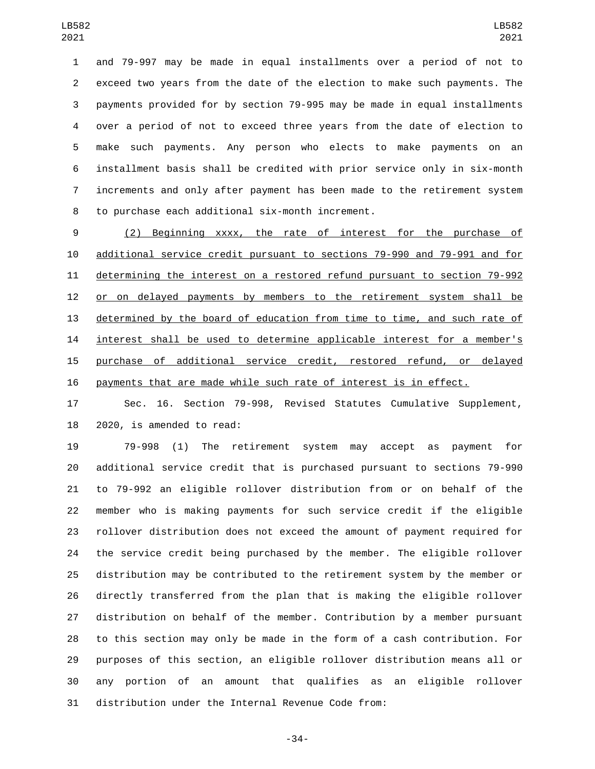and 79-997 may be made in equal installments over a period of not to exceed two years from the date of the election to make such payments. The payments provided for by section 79-995 may be made in equal installments over a period of not to exceed three years from the date of election to make such payments. Any person who elects to make payments on an installment basis shall be credited with prior service only in six-month increments and only after payment has been made to the retirement system to purchase each additional six-month increment.

<u>(2) Beginning xxxx, the rate of interest for the purchase of additional service credit pursuant to sections 79-990 and 79-991 and for determining the interest on a restored refund pursuant to section 79-992 or on delayed payments by members to the retirement system shall be determined by the board of education from time to time, and such rate of interest shall be used to determine applicable interest for a member's purchase of additional service credit, restored refund, or delayed payments that are made while such rate of interest is in effect.</u>

Sec. 16. Section 79-998, Revised Statutes Cumulative Supplement, 2020, is amended to read:

79-998 (1) The retirement system may accept as payment for additional service credit that is purchased pursuant to sections 79-990 to 79-992 an eligible rollover distribution from or on behalf of the member who is making payments for such service credit if the eligible rollover distribution does not exceed the amount of payment required for the service credit being purchased by the member. The eligible rollover distribution may be contributed to the retirement system by the member or directly transferred from the plan that is making the eligible rollover distribution on behalf of the member. Contribution by a member pursuant to this section may only be made in the form of a cash contribution. For purposes of this section, an eligible rollover distribution means all or any portion of an amount that qualifies as an eligible rollover distribution under the Internal Revenue Code from: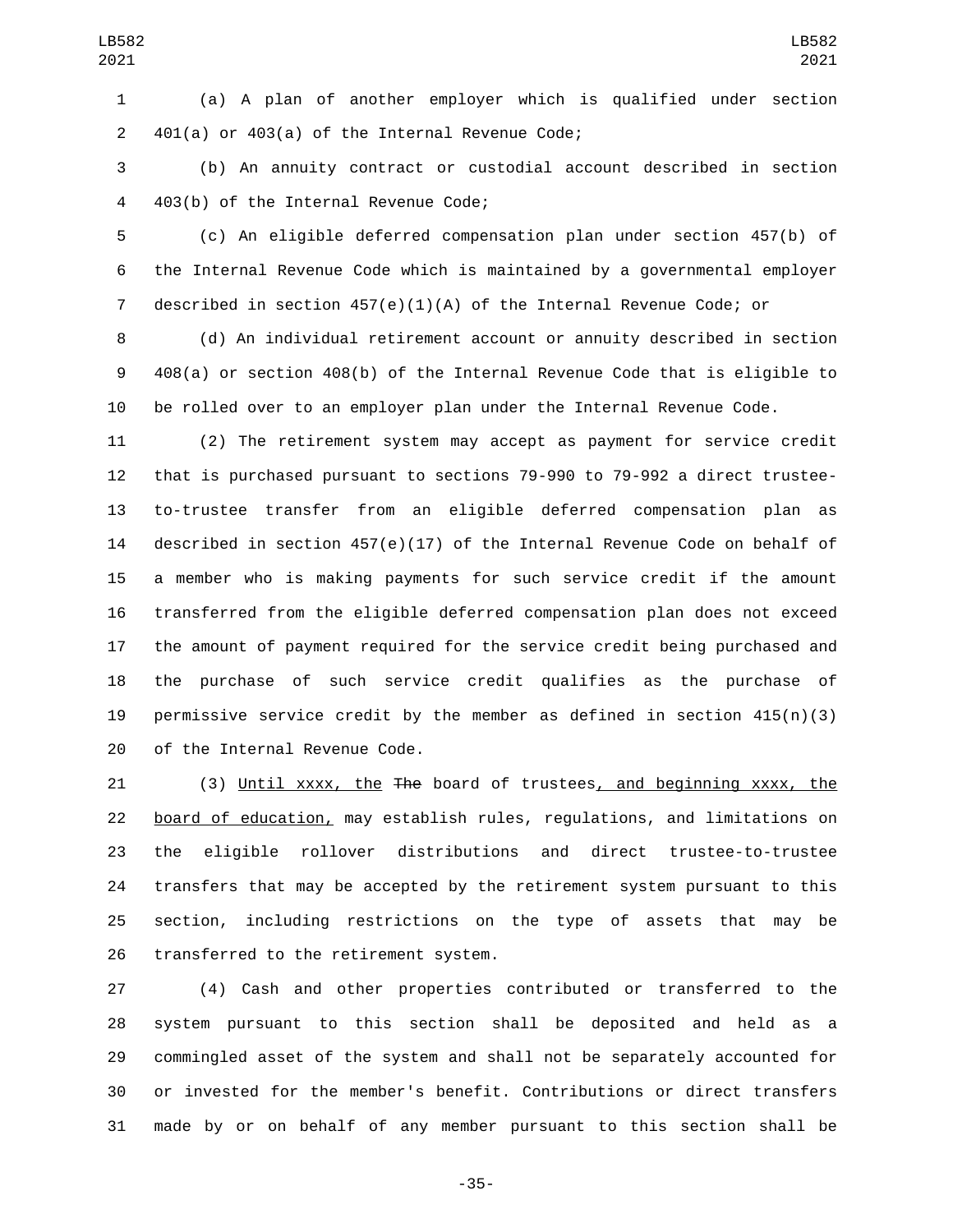(a) A plan of another employer which is qualified under section 401(a) or 403(a) of the Internal Revenue Code;

(b) An annuity contract or custodial account described in section 403(b) of the Internal Revenue Code;

(c) An eligible deferred compensation plan under section 457(b) of the Internal Revenue Code which is maintained by a governmental employer described in section 457(e)(1)(A) of the Internal Revenue Code; or

(d) An individual retirement account or annuity described in section 408(a) or section 408(b) of the Internal Revenue Code that is eligible to be rolled over to an employer plan under the Internal Revenue Code.

(2) The retirement system may accept as payment for service credit that is purchased pursuant to sections 79-990 to 79-992 a direct trustee-to-trustee transfer from an eligible deferred compensation plan as described in section 457(e)(17) of the Internal Revenue Code on behalf of a member who is making payments for such service credit if the amount transferred from the eligible deferred compensation plan does not exceed the amount of payment required for the service credit being purchased and the purchase of such service credit qualifies as the purchase of permissive service credit by the member as defined in section 415(n)(3) of the Internal Revenue Code.

(3) Until xxxx, the ~~The~~ board of trustees, and beginning xxxx, the board of education, may establish rules, regulations, and limitations on the eligible rollover distributions and direct trustee-to-trustee transfers that may be accepted by the retirement system pursuant to this section, including restrictions on the type of assets that may be transferred to the retirement system.

(4) Cash and other properties contributed or transferred to the system pursuant to this section shall be deposited and held as a commingled asset of the system and shall not be separately accounted for or invested for the member's benefit. Contributions or direct transfers made by or on behalf of any member pursuant to this section shall be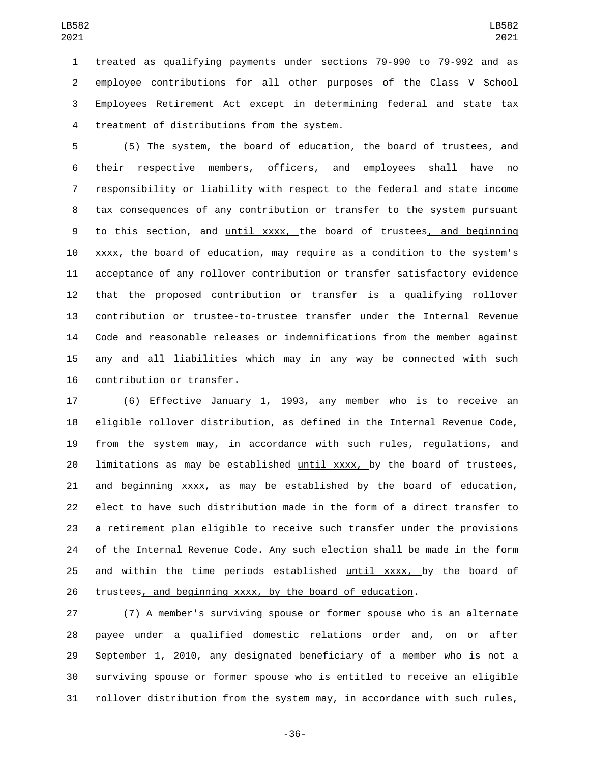treated as qualifying payments under sections 79-990 to 79-992 and as employee contributions for all other purposes of the Class V School Employees Retirement Act except in determining federal and state tax treatment of distributions from the system.

(5) The system, the board of education, the board of trustees, and their respective members, officers, and employees shall have no responsibility or liability with respect to the federal and state income tax consequences of any contribution or transfer to the system pursuant to this section, and until xxxx, the board of trustees, and beginning xxxx, the board of education, may require as a condition to the system's acceptance of any rollover contribution or transfer satisfactory evidence that the proposed contribution or transfer is a qualifying rollover contribution or trustee-to-trustee transfer under the Internal Revenue Code and reasonable releases or indemnifications from the member against any and all liabilities which may in any way be connected with such contribution or transfer.

(6) Effective January 1, 1993, any member who is to receive an eligible rollover distribution, as defined in the Internal Revenue Code, from the system may, in accordance with such rules, regulations, and limitations as may be established until xxxx, by the board of trustees, and beginning xxxx, as may be established by the board of education, elect to have such distribution made in the form of a direct transfer to a retirement plan eligible to receive such transfer under the provisions of the Internal Revenue Code. Any such election shall be made in the form and within the time periods established until xxxx, by the board of trustees, and beginning xxxx, by the board of education.

(7) A member's surviving spouse or former spouse who is an alternate payee under a qualified domestic relations order and, on or after September 1, 2010, any designated beneficiary of a member who is not a surviving spouse or former spouse who is entitled to receive an eligible rollover distribution from the system may, in accordance with such rules,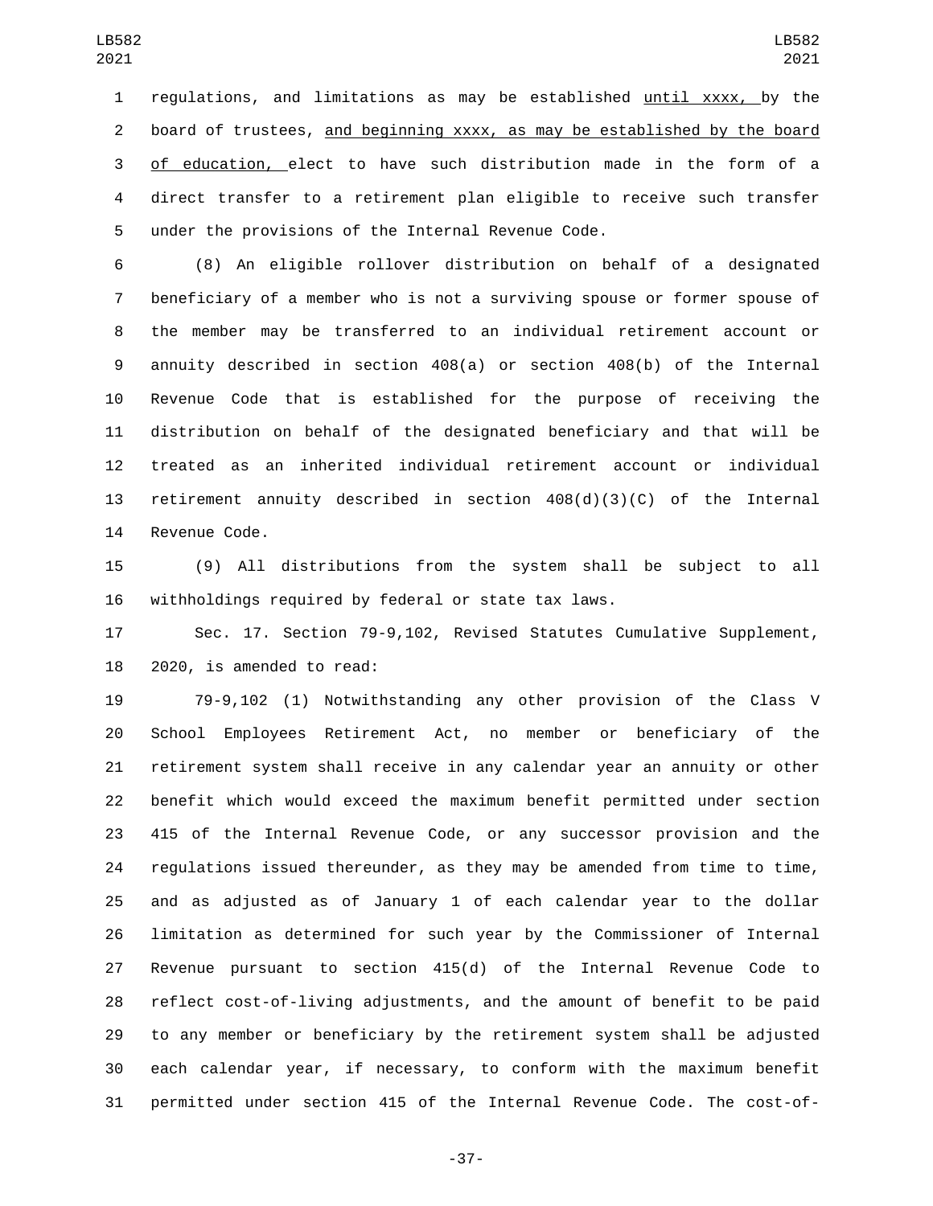regulations, and limitations as may be established until xxxx, by the board of trustees, and beginning xxxx, as may be established by the board of education, elect to have such distribution made in the form of a direct transfer to a retirement plan eligible to receive such transfer under the provisions of the Internal Revenue Code.

(8) An eligible rollover distribution on behalf of a designated beneficiary of a member who is not a surviving spouse or former spouse of the member may be transferred to an individual retirement account or annuity described in section 408(a) or section 408(b) of the Internal Revenue Code that is established for the purpose of receiving the distribution on behalf of the designated beneficiary and that will be treated as an inherited individual retirement account or individual retirement annuity described in section 408(d)(3)(C) of the Internal Revenue Code.

(9) All distributions from the system shall be subject to all withholdings required by federal or state tax laws.

Sec. 17. Section 79-9,102, Revised Statutes Cumulative Supplement, 2020, is amended to read:

79-9,102 (1) Notwithstanding any other provision of the Class V School Employees Retirement Act, no member or beneficiary of the retirement system shall receive in any calendar year an annuity or other benefit which would exceed the maximum benefit permitted under section 415 of the Internal Revenue Code, or any successor provision and the regulations issued thereunder, as they may be amended from time to time, and as adjusted as of January 1 of each calendar year to the dollar limitation as determined for such year by the Commissioner of Internal Revenue pursuant to section 415(d) of the Internal Revenue Code to reflect cost-of-living adjustments, and the amount of benefit to be paid to any member or beneficiary by the retirement system shall be adjusted each calendar year, if necessary, to conform with the maximum benefit permitted under section 415 of the Internal Revenue Code. The cost-of-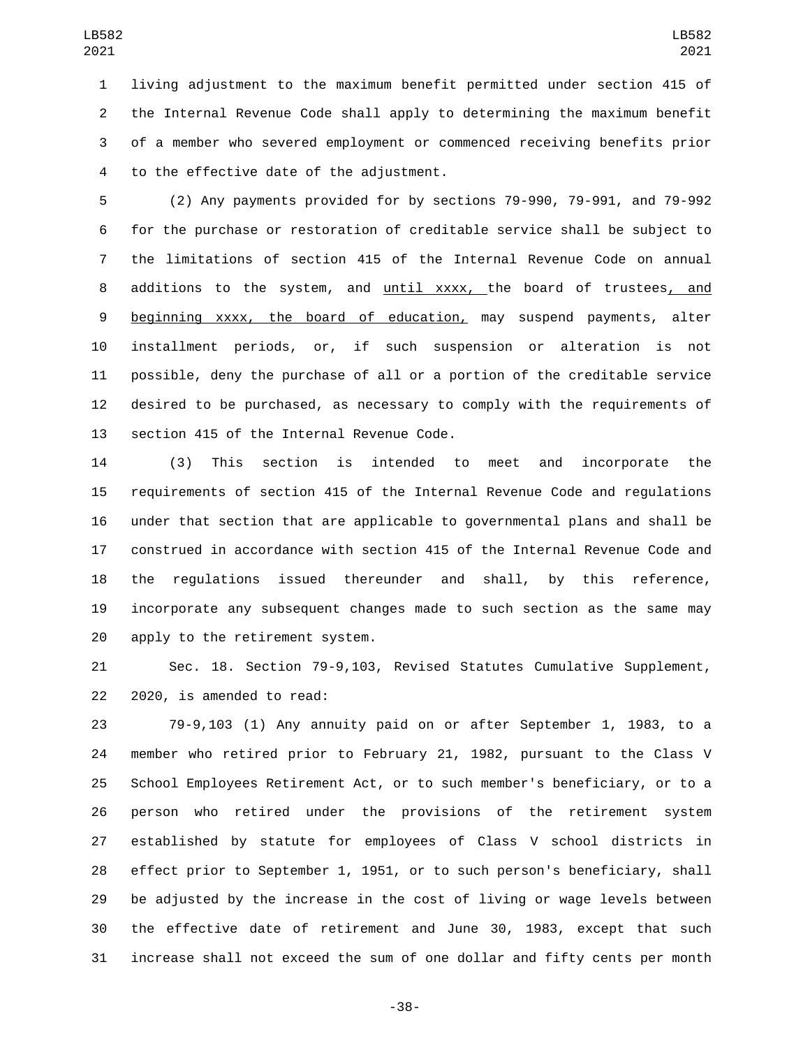living adjustment to the maximum benefit permitted under section 415 of the Internal Revenue Code shall apply to determining the maximum benefit of a member who severed employment or commenced receiving benefits prior to the effective date of the adjustment.

(2) Any payments provided for by sections 79-990, 79-991, and 79-992 for the purchase or restoration of creditable service shall be subject to the limitations of section 415 of the Internal Revenue Code on annual additions to the system, and until xxxx, the board of trustees, and beginning xxxx, the board of education, may suspend payments, alter installment periods, or, if such suspension or alteration is not possible, deny the purchase of all or a portion of the creditable service desired to be purchased, as necessary to comply with the requirements of section 415 of the Internal Revenue Code.

(3) This section is intended to meet and incorporate the requirements of section 415 of the Internal Revenue Code and regulations under that section that are applicable to governmental plans and shall be construed in accordance with section 415 of the Internal Revenue Code and the regulations issued thereunder and shall, by this reference, incorporate any subsequent changes made to such section as the same may apply to the retirement system.

Sec. 18. Section 79-9,103, Revised Statutes Cumulative Supplement, 2020, is amended to read:

79-9,103 (1) Any annuity paid on or after September 1, 1983, to a member who retired prior to February 21, 1982, pursuant to the Class V School Employees Retirement Act, or to such member's beneficiary, or to a person who retired under the provisions of the retirement system established by statute for employees of Class V school districts in effect prior to September 1, 1951, or to such person's beneficiary, shall be adjusted by the increase in the cost of living or wage levels between the effective date of retirement and June 30, 1983, except that such increase shall not exceed the sum of one dollar and fifty cents per month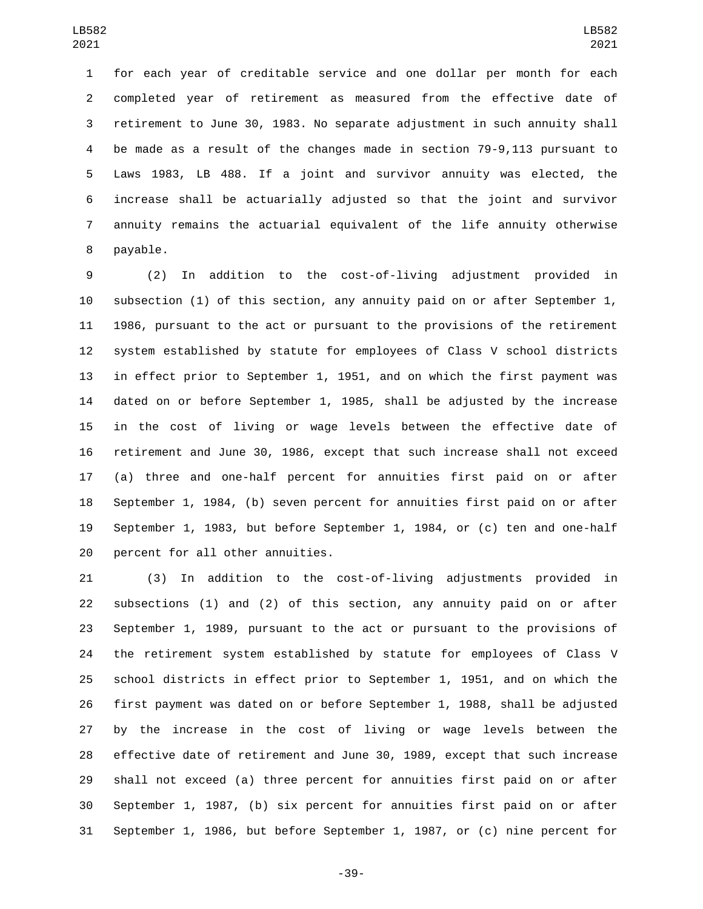for each year of creditable service and one dollar per month for each completed year of retirement as measured from the effective date of retirement to June 30, 1983. No separate adjustment in such annuity shall be made as a result of the changes made in section 79-9,113 pursuant to Laws 1983, LB 488. If a joint and survivor annuity was elected, the increase shall be actuarially adjusted so that the joint and survivor annuity remains the actuarial equivalent of the life annuity otherwise payable.

(2) In addition to the cost-of-living adjustment provided in subsection (1) of this section, any annuity paid on or after September 1, 1986, pursuant to the act or pursuant to the provisions of the retirement system established by statute for employees of Class V school districts in effect prior to September 1, 1951, and on which the first payment was dated on or before September 1, 1985, shall be adjusted by the increase in the cost of living or wage levels between the effective date of retirement and June 30, 1986, except that such increase shall not exceed (a) three and one-half percent for annuities first paid on or after September 1, 1984, (b) seven percent for annuities first paid on or after September 1, 1983, but before September 1, 1984, or (c) ten and one-half percent for all other annuities.

(3) In addition to the cost-of-living adjustments provided in subsections (1) and (2) of this section, any annuity paid on or after September 1, 1989, pursuant to the act or pursuant to the provisions of the retirement system established by statute for employees of Class V school districts in effect prior to September 1, 1951, and on which the first payment was dated on or before September 1, 1988, shall be adjusted by the increase in the cost of living or wage levels between the effective date of retirement and June 30, 1989, except that such increase shall not exceed (a) three percent for annuities first paid on or after September 1, 1987, (b) six percent for annuities first paid on or after September 1, 1986, but before September 1, 1987, or (c) nine percent for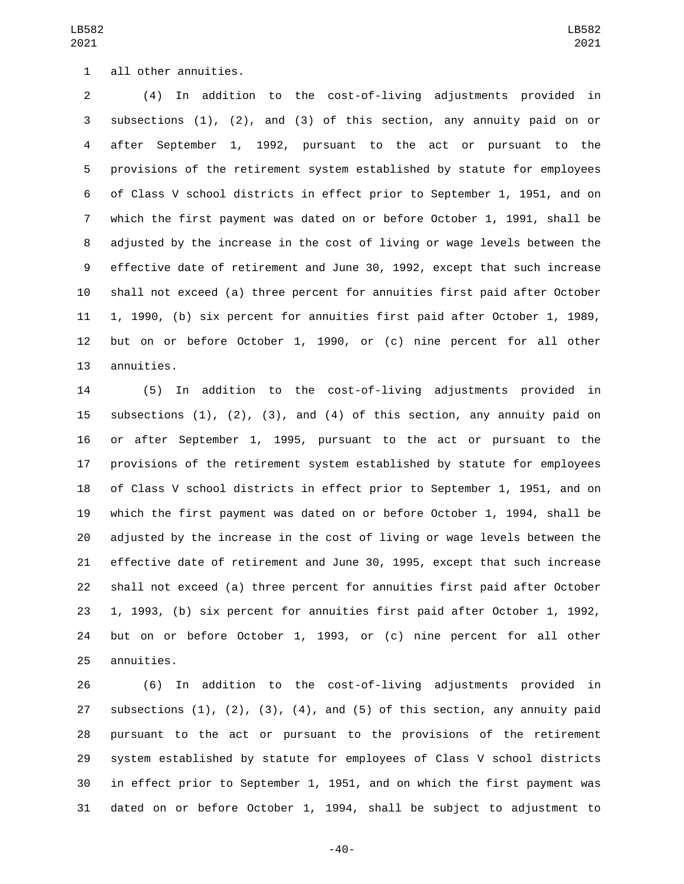all other annuities.

(4) In addition to the cost-of-living adjustments provided in subsections (1), (2), and (3) of this section, any annuity paid on or after September 1, 1992, pursuant to the act or pursuant to the provisions of the retirement system established by statute for employees of Class V school districts in effect prior to September 1, 1951, and on which the first payment was dated on or before October 1, 1991, shall be adjusted by the increase in the cost of living or wage levels between the effective date of retirement and June 30, 1992, except that such increase shall not exceed (a) three percent for annuities first paid after October 1, 1990, (b) six percent for annuities first paid after October 1, 1989, but on or before October 1, 1990, or (c) nine percent for all other annuities.

(5) In addition to the cost-of-living adjustments provided in subsections (1), (2), (3), and (4) of this section, any annuity paid on or after September 1, 1995, pursuant to the act or pursuant to the provisions of the retirement system established by statute for employees of Class V school districts in effect prior to September 1, 1951, and on which the first payment was dated on or before October 1, 1994, shall be adjusted by the increase in the cost of living or wage levels between the effective date of retirement and June 30, 1995, except that such increase shall not exceed (a) three percent for annuities first paid after October 1, 1993, (b) six percent for annuities first paid after October 1, 1992, but on or before October 1, 1993, or (c) nine percent for all other annuities.

(6) In addition to the cost-of-living adjustments provided in subsections (1), (2), (3), (4), and (5) of this section, any annuity paid pursuant to the act or pursuant to the provisions of the retirement system established by statute for employees of Class V school districts in effect prior to September 1, 1951, and on which the first payment was dated on or before October 1, 1994, shall be subject to adjustment to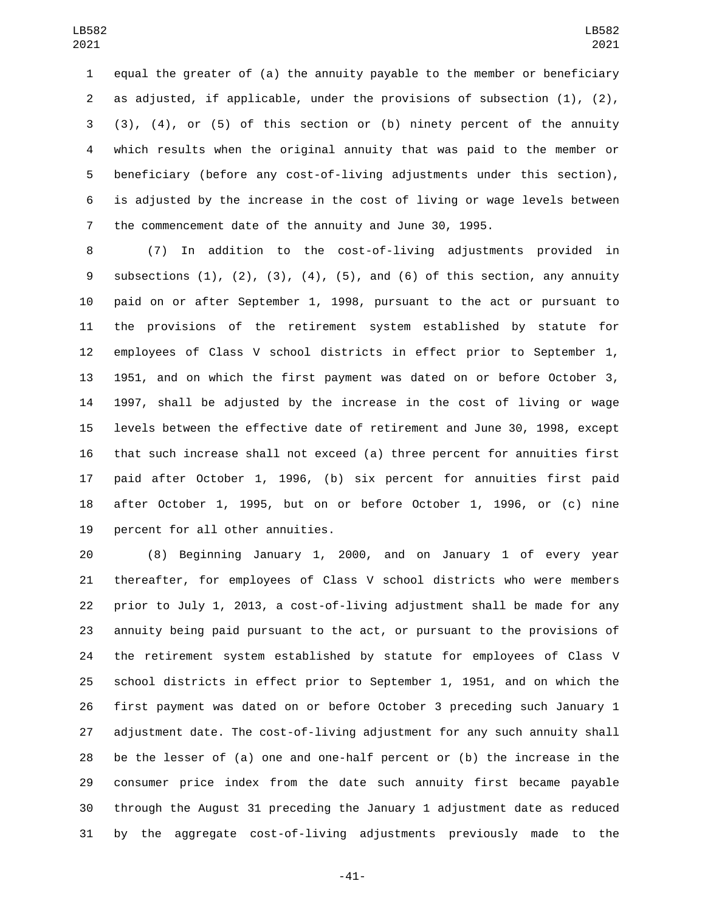equal the greater of (a) the annuity payable to the member or beneficiary as adjusted, if applicable, under the provisions of subsection (1), (2), (3), (4), or (5) of this section or (b) ninety percent of the annuity which results when the original annuity that was paid to the member or beneficiary (before any cost-of-living adjustments under this section), is adjusted by the increase in the cost of living or wage levels between the commencement date of the annuity and June 30, 1995.

(7) In addition to the cost-of-living adjustments provided in subsections (1), (2), (3), (4), (5), and (6) of this section, any annuity paid on or after September 1, 1998, pursuant to the act or pursuant to the provisions of the retirement system established by statute for employees of Class V school districts in effect prior to September 1, 1951, and on which the first payment was dated on or before October 3, 1997, shall be adjusted by the increase in the cost of living or wage levels between the effective date of retirement and June 30, 1998, except that such increase shall not exceed (a) three percent for annuities first paid after October 1, 1996, (b) six percent for annuities first paid after October 1, 1995, but on or before October 1, 1996, or (c) nine percent for all other annuities.

(8) Beginning January 1, 2000, and on January 1 of every year thereafter, for employees of Class V school districts who were members prior to July 1, 2013, a cost-of-living adjustment shall be made for any annuity being paid pursuant to the act, or pursuant to the provisions of the retirement system established by statute for employees of Class V school districts in effect prior to September 1, 1951, and on which the first payment was dated on or before October 3 preceding such January 1 adjustment date. The cost-of-living adjustment for any such annuity shall be the lesser of (a) one and one-half percent or (b) the increase in the consumer price index from the date such annuity first became payable through the August 31 preceding the January 1 adjustment date as reduced by the aggregate cost-of-living adjustments previously made to the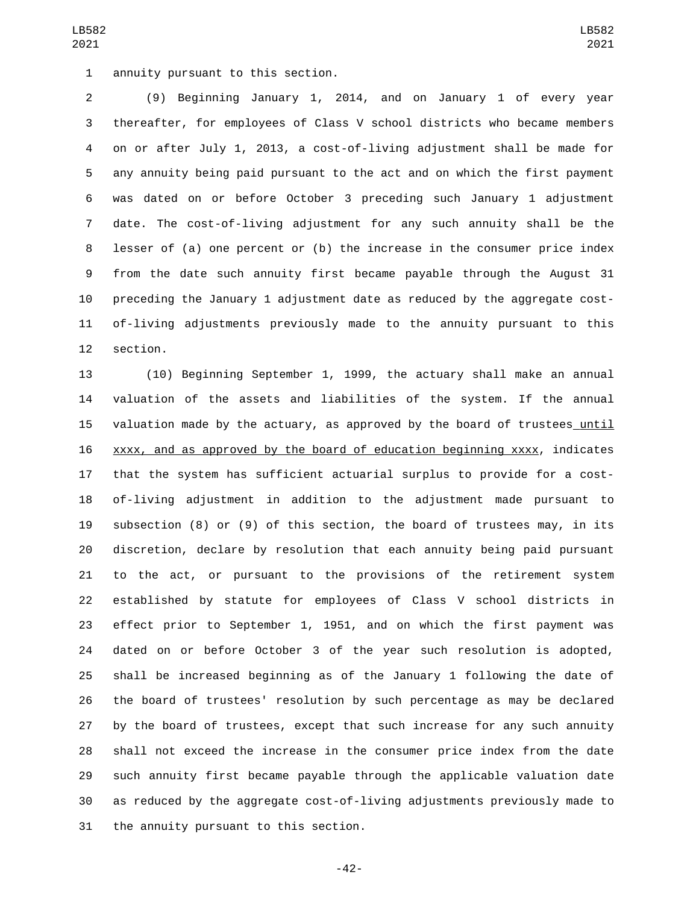annuity pursuant to this section.

(9) Beginning January 1, 2014, and on January 1 of every year thereafter, for employees of Class V school districts who became members on or after July 1, 2013, a cost-of-living adjustment shall be made for any annuity being paid pursuant to the act and on which the first payment was dated on or before October 3 preceding such January 1 adjustment date. The cost-of-living adjustment for any such annuity shall be the lesser of (a) one percent or (b) the increase in the consumer price index from the date such annuity first became payable through the August 31 preceding the January 1 adjustment date as reduced by the aggregate cost-of-living adjustments previously made to the annuity pursuant to this section.

(10) Beginning September 1, 1999, the actuary shall make an annual valuation of the assets and liabilities of the system. If the annual valuation made by the actuary, as approved by the board of trustees until xxxx, and as approved by the board of education beginning xxxx, indicates that the system has sufficient actuarial surplus to provide for a cost-of-living adjustment in addition to the adjustment made pursuant to subsection (8) or (9) of this section, the board of trustees may, in its discretion, declare by resolution that each annuity being paid pursuant to the act, or pursuant to the provisions of the retirement system established by statute for employees of Class V school districts in effect prior to September 1, 1951, and on which the first payment was dated on or before October 3 of the year such resolution is adopted, shall be increased beginning as of the January 1 following the date of the board of trustees' resolution by such percentage as may be declared by the board of trustees, except that such increase for any such annuity shall not exceed the increase in the consumer price index from the date such annuity first became payable through the applicable valuation date as reduced by the aggregate cost-of-living adjustments previously made to the annuity pursuant to this section.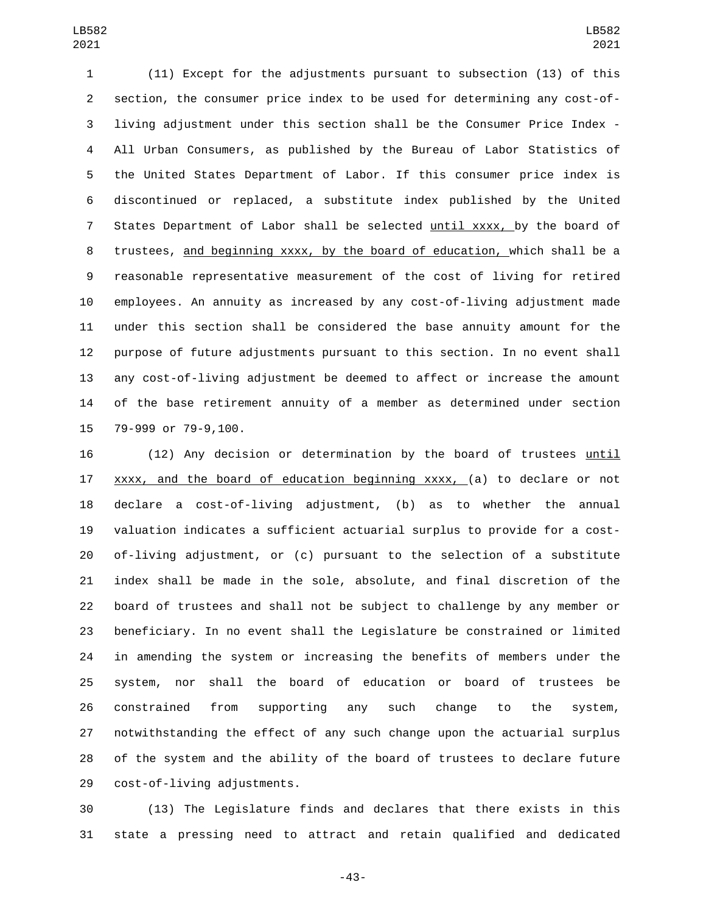(11) Except for the adjustments pursuant to subsection (13) of this section, the consumer price index to be used for determining any cost-of-living adjustment under this section shall be the Consumer Price Index - All Urban Consumers, as published by the Bureau of Labor Statistics of the United States Department of Labor. If this consumer price index is discontinued or replaced, a substitute index published by the United States Department of Labor shall be selected until xxxx, by the board of trustees, and beginning xxxx, by the board of education, which shall be a reasonable representative measurement of the cost of living for retired employees. An annuity as increased by any cost-of-living adjustment made under this section shall be considered the base annuity amount for the purpose of future adjustments pursuant to this section. In no event shall any cost-of-living adjustment be deemed to affect or increase the amount of the base retirement annuity of a member as determined under section 79-999 or 79-9,100.

(12) Any decision or determination by the board of trustees until xxxx, and the board of education beginning xxxx, (a) to declare or not declare a cost-of-living adjustment, (b) as to whether the annual valuation indicates a sufficient actuarial surplus to provide for a cost-of-living adjustment, or (c) pursuant to the selection of a substitute index shall be made in the sole, absolute, and final discretion of the board of trustees and shall not be subject to challenge by any member or beneficiary. In no event shall the Legislature be constrained or limited in amending the system or increasing the benefits of members under the system, nor shall the board of education or board of trustees be constrained from supporting any such change to the system, notwithstanding the effect of any such change upon the actuarial surplus of the system and the ability of the board of trustees to declare future cost-of-living adjustments.

(13) The Legislature finds and declares that there exists in this state a pressing need to attract and retain qualified and dedicated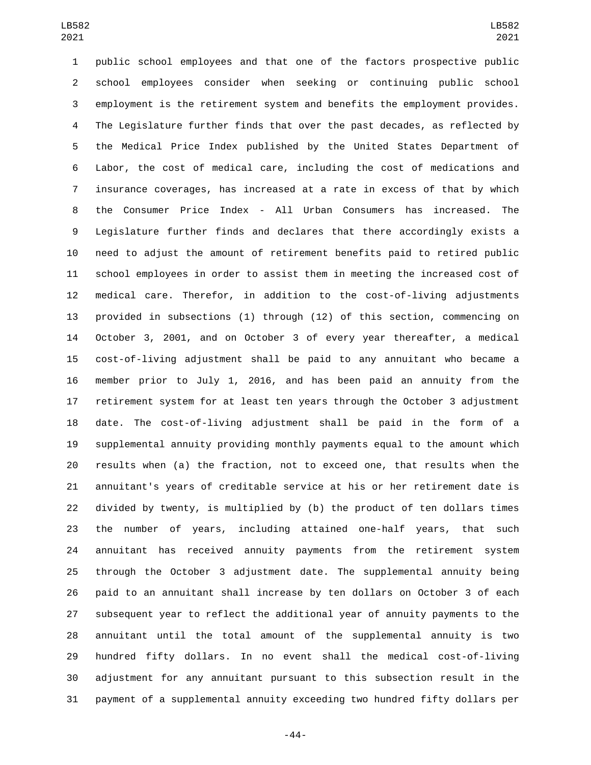public school employees and that one of the factors prospective public school employees consider when seeking or continuing public school employment is the retirement system and benefits the employment provides. The Legislature further finds that over the past decades, as reflected by the Medical Price Index published by the United States Department of Labor, the cost of medical care, including the cost of medications and insurance coverages, has increased at a rate in excess of that by which the Consumer Price Index - All Urban Consumers has increased. The Legislature further finds and declares that there accordingly exists a need to adjust the amount of retirement benefits paid to retired public school employees in order to assist them in meeting the increased cost of medical care. Therefor, in addition to the cost-of-living adjustments provided in subsections (1) through (12) of this section, commencing on October 3, 2001, and on October 3 of every year thereafter, a medical cost-of-living adjustment shall be paid to any annuitant who became a member prior to July 1, 2016, and has been paid an annuity from the retirement system for at least ten years through the October 3 adjustment date. The cost-of-living adjustment shall be paid in the form of a supplemental annuity providing monthly payments equal to the amount which results when (a) the fraction, not to exceed one, that results when the annuitant's years of creditable service at his or her retirement date is divided by twenty, is multiplied by (b) the product of ten dollars times the number of years, including attained one-half years, that such annuitant has received annuity payments from the retirement system through the October 3 adjustment date. The supplemental annuity being paid to an annuitant shall increase by ten dollars on October 3 of each subsequent year to reflect the additional year of annuity payments to the annuitant until the total amount of the supplemental annuity is two hundred fifty dollars. In no event shall the medical cost-of-living adjustment for any annuitant pursuant to this subsection result in the payment of a supplemental annuity exceeding two hundred fifty dollars per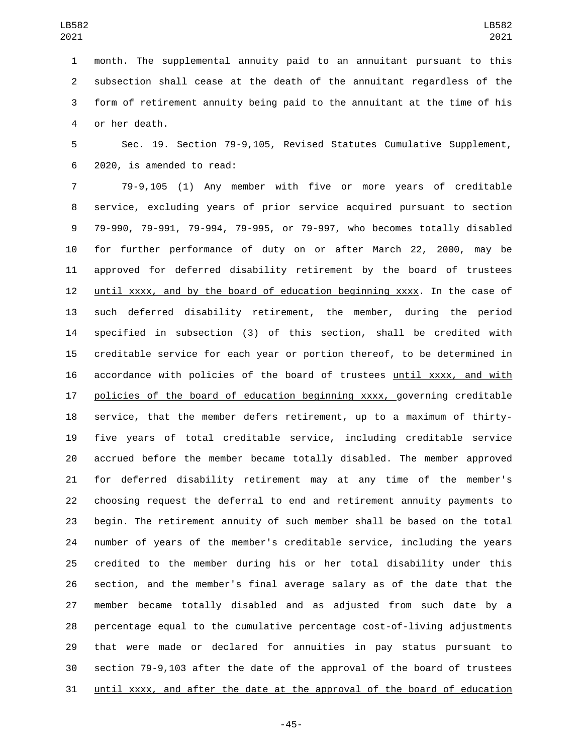month. The supplemental annuity paid to an annuitant pursuant to this subsection shall cease at the death of the annuitant regardless of the form of retirement annuity being paid to the annuitant at the time of his or her death.

Sec. 19. Section 79-9,105, Revised Statutes Cumulative Supplement, 2020, is amended to read:

79-9,105 (1) Any member with five or more years of creditable service, excluding years of prior service acquired pursuant to section 79-990, 79-991, 79-994, 79-995, or 79-997, who becomes totally disabled for further performance of duty on or after March 22, 2000, may be approved for deferred disability retirement by the board of trustees until xxxx, and by the board of education beginning xxxx. In the case of such deferred disability retirement, the member, during the period specified in subsection (3) of this section, shall be credited with creditable service for each year or portion thereof, to be determined in accordance with policies of the board of trustees until xxxx, and with policies of the board of education beginning xxxx, governing creditable service, that the member defers retirement, up to a maximum of thirty-five years of total creditable service, including creditable service accrued before the member became totally disabled. The member approved for deferred disability retirement may at any time of the member's choosing request the deferral to end and retirement annuity payments to begin. The retirement annuity of such member shall be based on the total number of years of the member's creditable service, including the years credited to the member during his or her total disability under this section, and the member's final average salary as of the date that the member became totally disabled and as adjusted from such date by a percentage equal to the cumulative percentage cost-of-living adjustments that were made or declared for annuities in pay status pursuant to section 79-9,103 after the date of the approval of the board of trustees until xxxx, and after the date at the approval of the board of education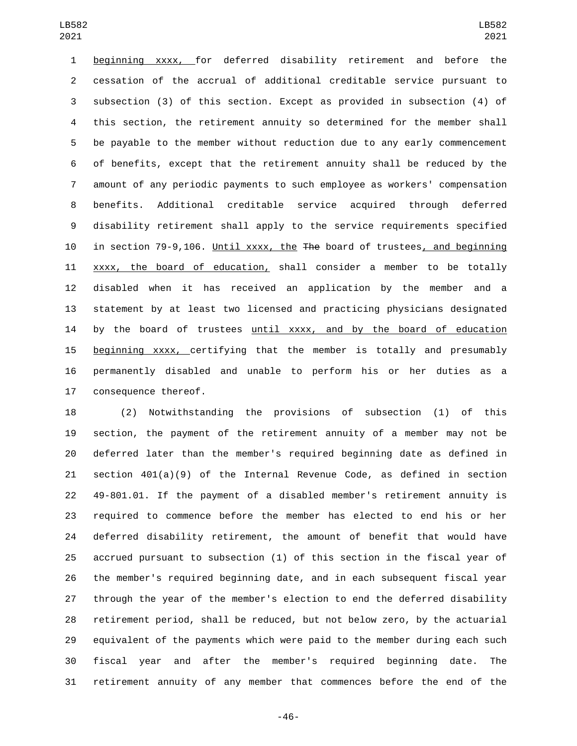beginning xxxx, for deferred disability retirement and before the cessation of the accrual of additional creditable service pursuant to subsection (3) of this section. Except as provided in subsection (4) of this section, the retirement annuity so determined for the member shall be payable to the member without reduction due to any early commencement of benefits, except that the retirement annuity shall be reduced by the amount of any periodic payments to such employee as workers' compensation benefits. Additional creditable service acquired through deferred disability retirement shall apply to the service requirements specified in section 79-9,106. Until xxxx, the The board of trustees, and beginning xxxx, the board of education, shall consider a member to be totally disabled when it has received an application by the member and a statement by at least two licensed and practicing physicians designated by the board of trustees until xxxx, and by the board of education beginning xxxx, certifying that the member is totally and presumably permanently disabled and unable to perform his or her duties as a consequence thereof.

(2) Notwithstanding the provisions of subsection (1) of this section, the payment of the retirement annuity of a member may not be deferred later than the member's required beginning date as defined in section 401(a)(9) of the Internal Revenue Code, as defined in section 49-801.01. If the payment of a disabled member's retirement annuity is required to commence before the member has elected to end his or her deferred disability retirement, the amount of benefit that would have accrued pursuant to subsection (1) of this section in the fiscal year of the member's required beginning date, and in each subsequent fiscal year through the year of the member's election to end the deferred disability retirement period, shall be reduced, but not below zero, by the actuarial equivalent of the payments which were paid to the member during each such fiscal year and after the member's required beginning date. The retirement annuity of any member that commences before the end of the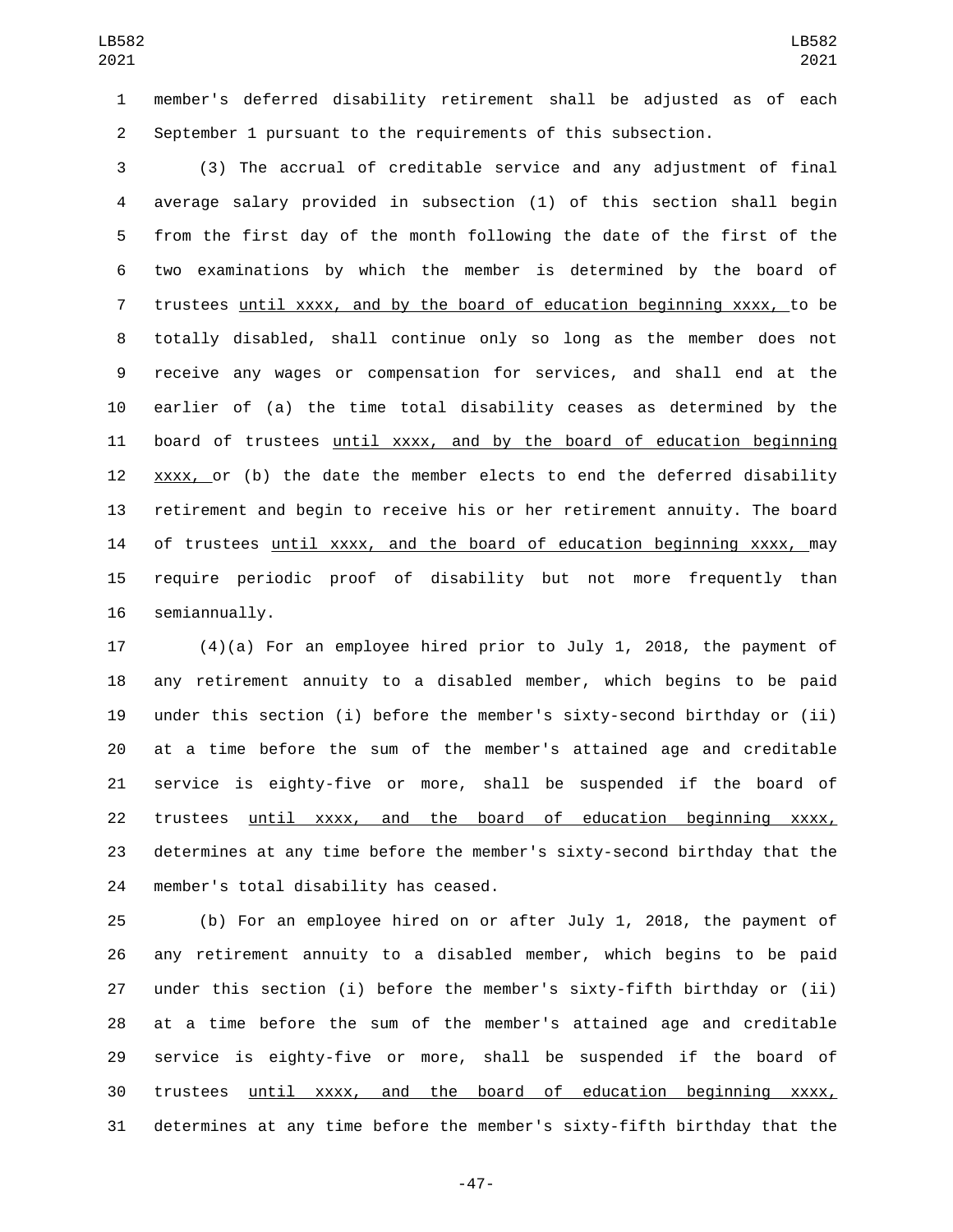member's deferred disability retirement shall be adjusted as of each September 1 pursuant to the requirements of this subsection.

(3) The accrual of creditable service and any adjustment of final average salary provided in subsection (1) of this section shall begin from the first day of the month following the date of the first of the two examinations by which the member is determined by the board of trustees until xxxx, and by the board of education beginning xxxx, to be totally disabled, shall continue only so long as the member does not receive any wages or compensation for services, and shall end at the earlier of (a) the time total disability ceases as determined by the board of trustees until xxxx, and by the board of education beginning xxxx, or (b) the date the member elects to end the deferred disability retirement and begin to receive his or her retirement annuity. The board of trustees until xxxx, and the board of education beginning xxxx, may require periodic proof of disability but not more frequently than semiannually.

(4)(a) For an employee hired prior to July 1, 2018, the payment of any retirement annuity to a disabled member, which begins to be paid under this section (i) before the member's sixty-second birthday or (ii) at a time before the sum of the member's attained age and creditable service is eighty-five or more, shall be suspended if the board of trustees until xxxx, and the board of education beginning xxxx, determines at any time before the member's sixty-second birthday that the member's total disability has ceased.

(b) For an employee hired on or after July 1, 2018, the payment of any retirement annuity to a disabled member, which begins to be paid under this section (i) before the member's sixty-fifth birthday or (ii) at a time before the sum of the member's attained age and creditable service is eighty-five or more, shall be suspended if the board of trustees until xxxx, and the board of education beginning xxxx, determines at any time before the member's sixty-fifth birthday that the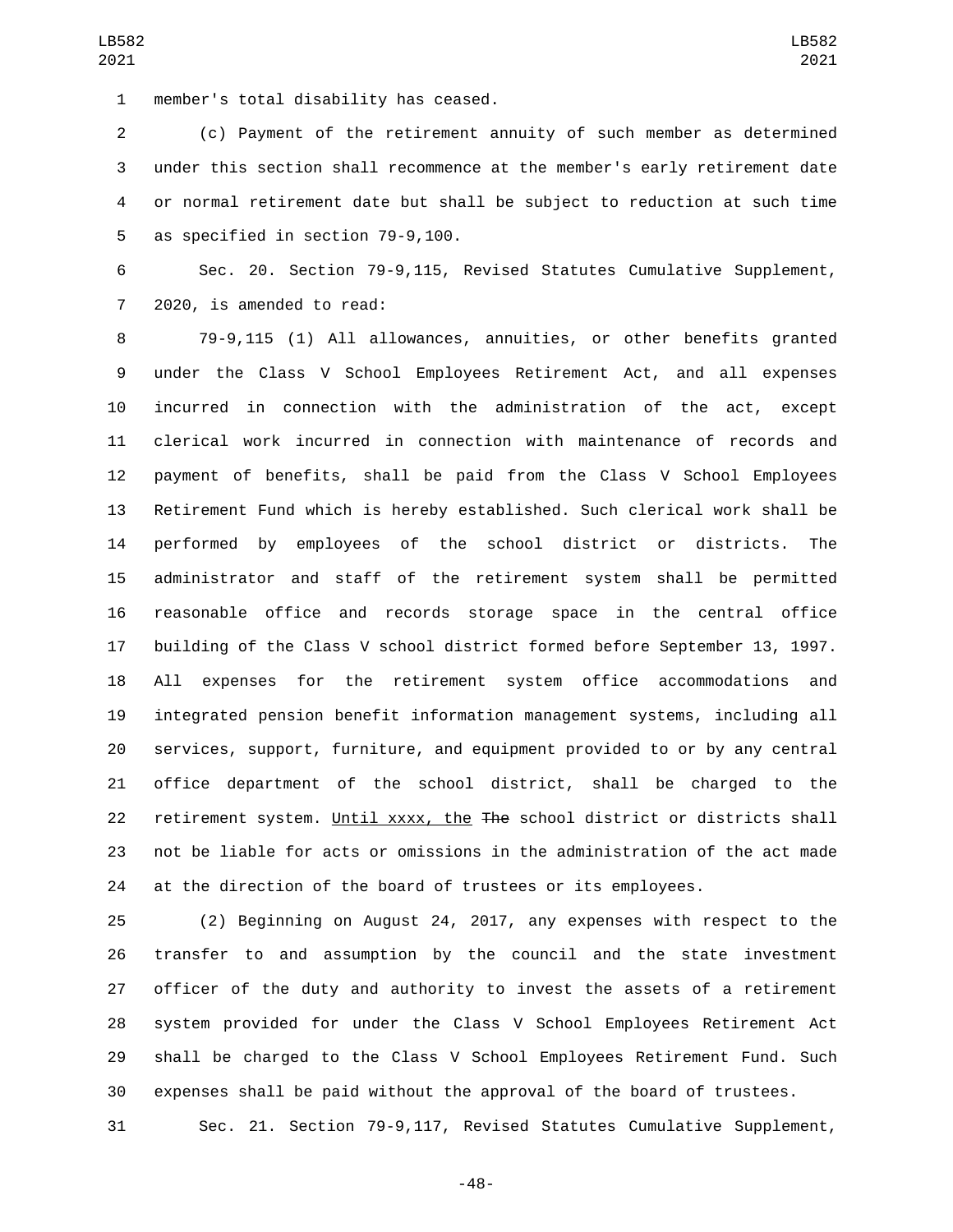member's total disability has ceased.

(c) Payment of the retirement annuity of such member as determined under this section shall recommence at the member's early retirement date or normal retirement date but shall be subject to reduction at such time as specified in section 79-9,100.

Sec. 20. Section 79-9,115, Revised Statutes Cumulative Supplement, 2020, is amended to read:

79-9,115 (1) All allowances, annuities, or other benefits granted under the Class V School Employees Retirement Act, and all expenses incurred in connection with the administration of the act, except clerical work incurred in connection with maintenance of records and payment of benefits, shall be paid from the Class V School Employees Retirement Fund which is hereby established. Such clerical work shall be performed by employees of the school district or districts. The administrator and staff of the retirement system shall be permitted reasonable office and records storage space in the central office building of the Class V school district formed before September 13, 1997. All expenses for the retirement system office accommodations and integrated pension benefit information management systems, including all services, support, furniture, and equipment provided to or by any central office department of the school district, shall be charged to the retirement system. Until xxxx, the ~~The~~ school district or districts shall not be liable for acts or omissions in the administration of the act made at the direction of the board of trustees or its employees.

(2) Beginning on August 24, 2017, any expenses with respect to the transfer to and assumption by the council and the state investment officer of the duty and authority to invest the assets of a retirement system provided for under the Class V School Employees Retirement Act shall be charged to the Class V School Employees Retirement Fund. Such expenses shall be paid without the approval of the board of trustees.

Sec. 21. Section 79-9,117, Revised Statutes Cumulative Supplement,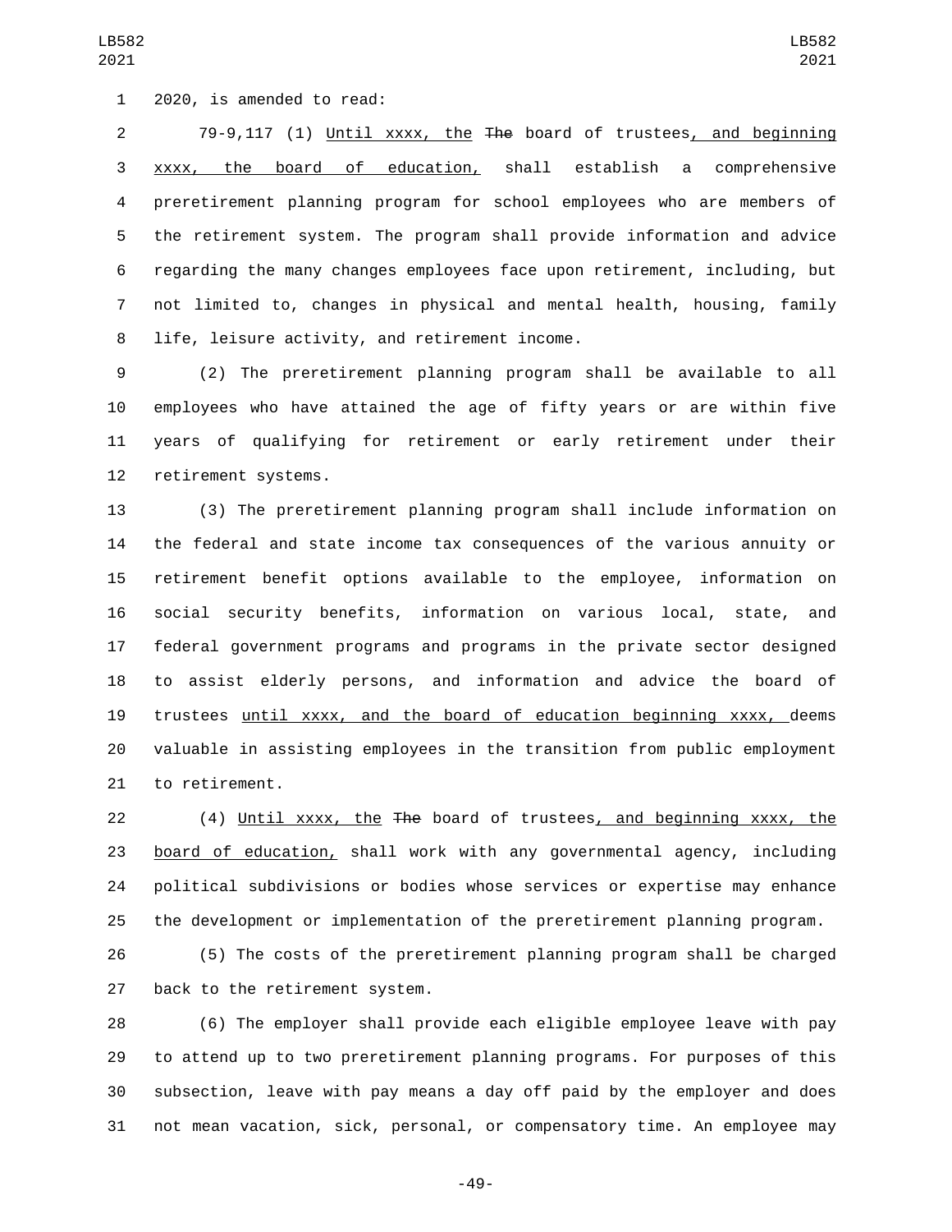2020, is amended to read:

79-9,117 (1) Until xxxx, the ~~The~~ board of trustees, and beginning xxxx, the board of education, shall establish a comprehensive preretirement planning program for school employees who are members of the retirement system. The program shall provide information and advice regarding the many changes employees face upon retirement, including, but not limited to, changes in physical and mental health, housing, family life, leisure activity, and retirement income.

(2) The preretirement planning program shall be available to all employees who have attained the age of fifty years or are within five years of qualifying for retirement or early retirement under their retirement systems.

(3) The preretirement planning program shall include information on the federal and state income tax consequences of the various annuity or retirement benefit options available to the employee, information on social security benefits, information on various local, state, and federal government programs and programs in the private sector designed to assist elderly persons, and information and advice the board of trustees until xxxx, and the board of education beginning xxxx, deems valuable in assisting employees in the transition from public employment to retirement.

(4) Until xxxx, the ~~The~~ board of trustees, and beginning xxxx, the board of education, shall work with any governmental agency, including political subdivisions or bodies whose services or expertise may enhance the development or implementation of the preretirement planning program.

(5) The costs of the preretirement planning program shall be charged back to the retirement system.

(6) The employer shall provide each eligible employee leave with pay to attend up to two preretirement planning programs. For purposes of this subsection, leave with pay means a day off paid by the employer and does not mean vacation, sick, personal, or compensatory time. An employee may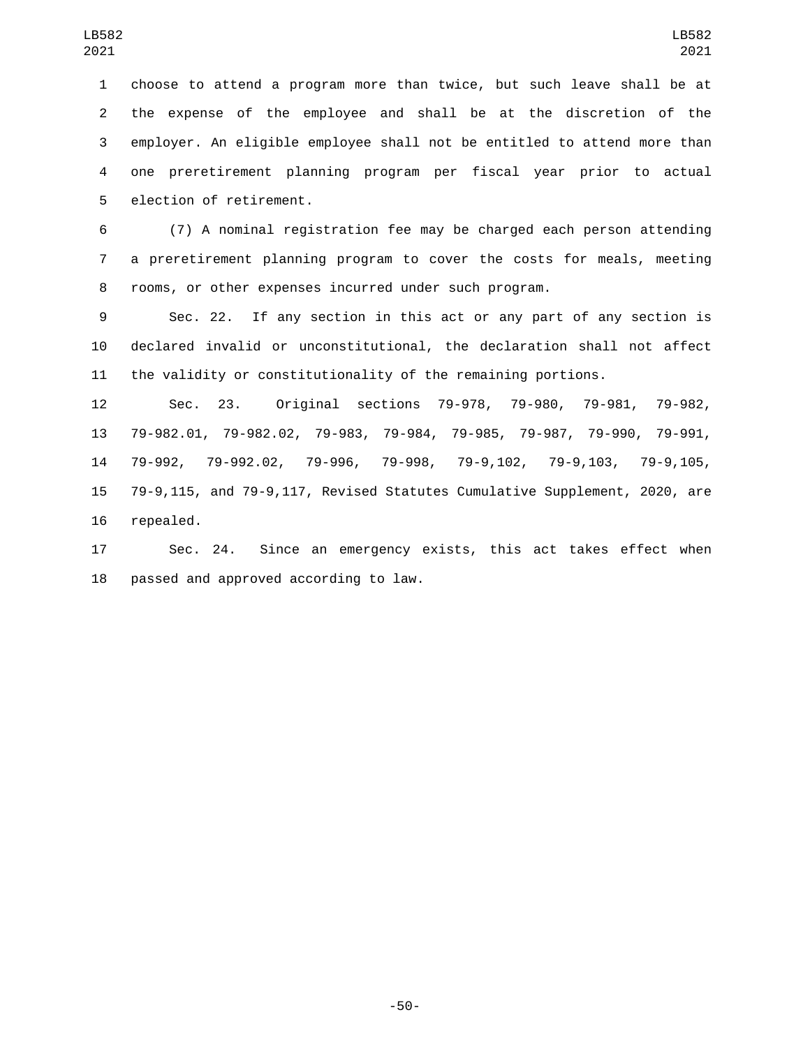choose to attend a program more than twice, but such leave shall be at the expense of the employee and shall be at the discretion of the employer. An eligible employee shall not be entitled to attend more than one preretirement planning program per fiscal year prior to actual election of retirement.

(7) A nominal registration fee may be charged each person attending a preretirement planning program to cover the costs for meals, meeting rooms, or other expenses incurred under such program.

Sec. 22. If any section in this act or any part of any section is declared invalid or unconstitutional, the declaration shall not affect the validity or constitutionality of the remaining portions.

Sec. 23. Original sections 79-978, 79-980, 79-981, 79-982, 79-982.01, 79-982.02, 79-983, 79-984, 79-985, 79-987, 79-990, 79-991, 79-992, 79-992.02, 79-996, 79-998, 79-9,102, 79-9,103, 79-9,105, 79-9,115, and 79-9,117, Revised Statutes Cumulative Supplement, 2020, are repealed.

Sec. 24. Since an emergency exists, this act takes effect when passed and approved according to law.